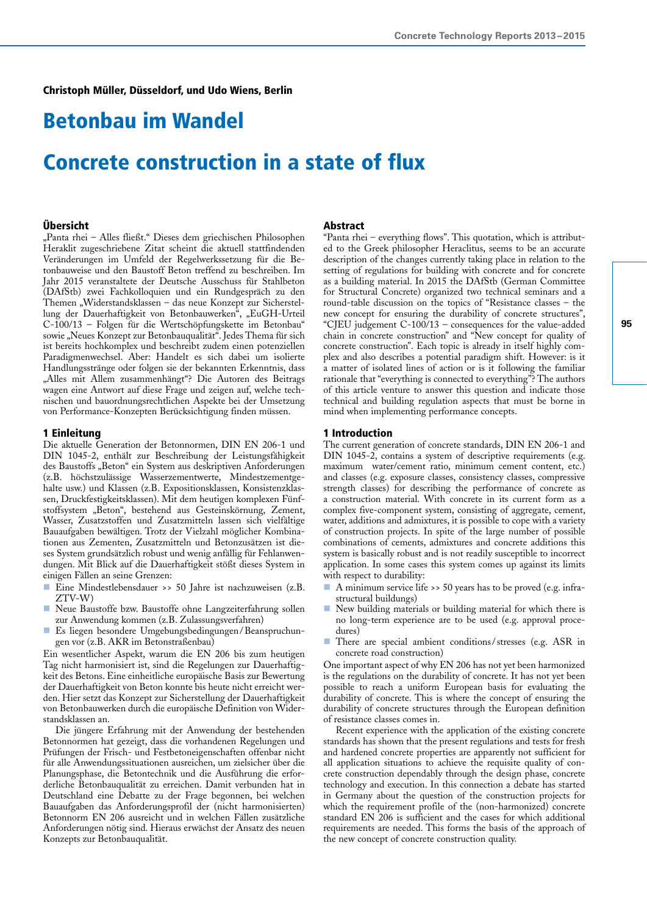**Christoph Müller, Düsseldorf, und Udo Wiens, Berlin**

# Betonbau im Wandel

# Concrete construction in a state of flux

## Übersicht

„Panta rhei – Alles fließt." Dieses dem griechischen Philosophen Heraklit zugeschriebene Zitat scheint die aktuell stattfindenden Veränderungen im Umfeld der Regelwerkssetzung für die Betonbauweise und den Baustoff Beton treffend zu beschreiben. Im Jahr 2015 veranstaltete der Deutsche Ausschuss für Stahlbeton (DAfStb) zwei Fachkolloquien und ein Rundgespräch zu den Themen „Widerstandsklassen – das neue Konzept zur Sicherstellung der Dauerhaftigkeit von Betonbauwerken", „EuGH-Urteil C-100/13 – Folgen für die Wertschöpfungskette im Betonbau" sowie „Neues Konzept zur Betonbauqualität". Jedes Thema für sich ist bereits hochkomplex und beschreibt zudem einen potenziellen Paradigmenwechsel. Aber: Handelt es sich dabei um isolierte Handlungsstränge oder folgen sie der bekannten Erkenntnis, dass „Alles mit Allem zusammenhängt"? Die Autoren des Beitrags wagen eine Antwort auf diese Frage und zeigen auf, welche technischen und bauordnungsrechtlichen Aspekte bei der Umsetzung von Performance-Konzepten Berücksichtigung finden müssen.

## 1 Einleitung

Die aktuelle Generation der Betonnormen, DIN EN 206-1 und DIN 1045-2, enthält zur Beschreibung der Leistungsfähigkeit des Baustoffs „Beton" ein System aus deskriptiven Anforderungen (z.B. höchstzulässige Wasserzementwerte, Mindestzementgehalte usw.) und Klassen (z.B. Expositionsklassen, Konsistenzklassen, Druckfestigkeitsklassen). Mit dem heutigen komplexen Fünfstoffsystem „Beton", bestehend aus Gesteinskörnung, Zement, Wasser, Zusatzstoffen und Zusatzmitteln lassen sich vielfältige Bauaufgaben bewältigen. Trotz der Vielzahl möglicher Kombinationen aus Zementen, Zusatzmitteln und Betonzusätzen ist dieses System grundsätzlich robust und wenig anfällig für Fehlanwendungen. Mit Blick auf die Dauerhaftigkeit stößt dieses System in einigen Fällen an seine Grenzen:

- Eine Mindestlebensdauer >> 50 Jahre ist nachzuweisen (z.B. ZTV-W)
- Neue Baustoffe bzw. Baustoffe ohne Langzeiterfahrung sollen zur Anwendung kommen (z.B. Zulassungsverfahren)
- Es liegen besondere Umgebungsbedingungen/Beanspruchungen vor (z.B. AKR im Betonstraßenbau)

Ein wesentlicher Aspekt, warum die EN 206 bis zum heutigen Tag nicht harmonisiert ist, sind die Regelungen zur Dauerhaftigkeit des Betons. Eine einheitliche europäische Basis zur Bewertung der Dauerhaftigkeit von Beton konnte bis heute nicht erreicht werden. Hier setzt das Konzept zur Sicherstellung der Dauerhaftigkeit von Betonbauwerken durch die europäische Definition von Widerstandsklassen an.

Die jüngere Erfahrung mit der Anwendung der bestehenden Betonnormen hat gezeigt, dass die vorhandenen Regelungen und Prüfungen der Frisch- und Festbetoneigenschaften offenbar nicht für alle Anwendungssituationen ausreichen, um zielsicher über die Planungsphase, die Betontechnik und die Ausführung die erforderliche Betonbauqualität zu erreichen. Damit verbunden hat in Deutschland eine Debatte zu der Frage begonnen, bei welchen Bauaufgaben das Anforderungsprofil der (nicht harmonisierten) Betonnorm EN 206 ausreicht und in welchen Fällen zusätzliche Anforderungen nötig sind. Hieraus erwächst der Ansatz des neuen Konzepts zur Betonbauqualität.

## Abstract

"Panta rhei – everything flows". This quotation, which is attributed to the Greek philosopher Heraclitus, seems to be an accurate description of the changes currently taking place in relation to the setting of regulations for building with concrete and for concrete as a building material. In 2015 the DAfStb (German Committee for Structural Concrete) organized two technical seminars and a round-table discussion on the topics of "Resistance classes – the new concept for ensuring the durability of concrete structures", "CJEU judgement C-100/13 – consequences for the value-added chain in concrete construction" and "New concept for quality of concrete construction". Each topic is already in itself highly complex and also describes a potential paradigm shift. However: is it a matter of isolated lines of action or is it following the familiar rationale that "everything is connected to everything"? The authors of this article venture to answer this question and indicate those technical and building regulation aspects that must be borne in mind when implementing performance concepts.

## 1 Introduction

The current generation of concrete standards, DIN EN 206-1 and DIN 1045-2, contains a system of descriptive requirements (e.g. maximum water/cement ratio, minimum cement content, etc.) and classes (e.g. exposure classes, consistency classes, compressive strength classes) for describing the performance of concrete as a construction material. With concrete in its current form as a complex five-component system, consisting of aggregate, cement, water, additions and admixtures, it is possible to cope with a variety of construction projects. In spite of the large number of possible combinations of cements, admixtures and concrete additions this system is basically robust and is not readily susceptible to incorrect application. In some cases this system comes up against its limits with respect to durability:

- A minimum service life >> 50 years has to be proved (e.g. infrastructural buildings)
- New building materials or building material for which there is no long-term experience are to be used (e.g. approval procedures)
- There are special ambient conditions/stresses (e.g. ASR in concrete road construction)

One important aspect of why EN 206 has not yet been harmonized is the regulations on the durability of concrete. It has not yet been possible to reach a uniform European basis for evaluating the durability of concrete. This is where the concept of ensuring the durability of concrete structures through the European definition of resistance classes comes in.

Recent experience with the application of the existing concrete standards has shown that the present regulations and tests for fresh and hardened concrete properties are apparently not sufficient for all application situations to achieve the requisite quality of concrete construction dependably through the design phase, concrete technology and execution. In this connection a debate has started in Germany about the question of the construction projects for which the requirement profile of the (non-harmonized) concrete standard EN 206 is sufficient and the cases for which additional requirements are needed. This forms the basis of the approach of the new concept of concrete construction quality.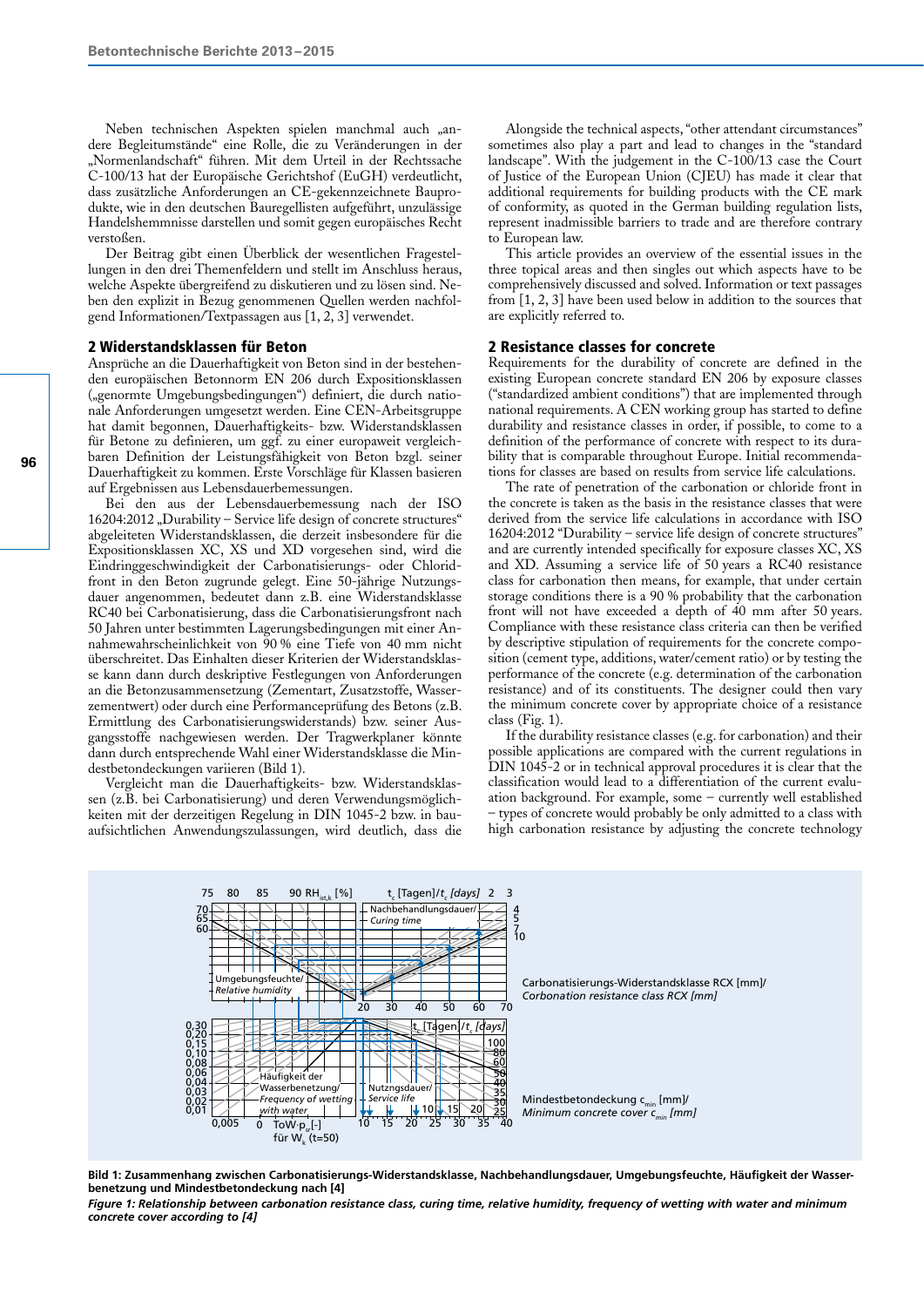Neben technischen Aspekten spielen manchmal auch „andere Begleitumstände“ eine Rolle, die zu Veränderungen in der „Normenlandschaft“ führen. Mit dem Urteil in der Rechtssache C-100/13 hat der Europäische Gerichtshof (EuGH) verdeutlicht, dass zusätzliche Anforderungen an CE-gekennzeichnete Bauprodukte, wie in den deutschen Bauregellisten aufgeführt, unzulässige Handelshemmnisse darstellen und somit gegen europäisches Recht verstoßen.

Der Beitrag gibt einen Überblick der wesentlichen Fragestellungen in den drei Themenfeldern und stellt im Anschluss heraus, welche Aspekte übergreifend zu diskutieren und zu lösen sind. Neben den explizit in Bezug genommenen Quellen werden nachfolgend Informationen/Textpassagen aus [1, 2, 3] verwendet.

## 2 Widerstandsklassen für Beton

Ansprüche an die Dauerhaftigkeit von Beton sind in der bestehenden europäischen Betonnorm EN 206 durch Expositionsklassen („genormte Umgebungsbedingungen“) definiert, die durch nationale Anforderungen umgesetzt werden. Eine CEN-Arbeitsgruppe hat damit begonnen, Dauerhaftigkeits- bzw. Widerstandsklassen für Betone zu definieren, um ggf. zu einer europaweit vergleichbaren Definition der Leistungsfähigkeit von Beton bzgl. seiner Dauerhaftigkeit zu kommen. Erste Vorschläge für Klassen basieren auf Ergebnissen aus Lebensdauerbemessungen.

Bei den aus der Lebensdauerbemessung nach der ISO 16204:2012 „Durability – Service life design of concrete structures“ abgeleiteten Widerstandsklassen, die derzeit insbesondere für die Expositionsklassen XC, XS und XD vorgesehen sind, wird die Eindringgeschwindigkeit der Carbonatisierungs- oder Chloridfront in den Beton zugrunde gelegt. Eine 50-jährige Nutzungsdauer angenommen, bedeutet dann z.B. eine Widerstandsklasse RC40 bei Carbonatisierung, dass die Carbonatisierungsfront nach 50 Jahren unter bestimmten Lagerungsbedingungen mit einer Annahmewahrscheinlichkeit von 90 % eine Tiefe von 40 mm nicht überschreitet. Das Einhalten dieser Kriterien der Widerstandsklasse kann dann durch deskriptive Festlegungen von Anforderungen an die Betonzusammensetzung (Zementart, Zusatzstoffe, Wasserzementwert) oder durch eine Performanceprüfung des Betons (z.B. Ermittlung des Carbonatisierungswiderstands) bzw. seiner Ausgangsstoffe nachgewiesen werden. Der Tragwerkplaner könnte dann durch entsprechende Wahl einer Widerstandsklasse die Mindestbetondeckungen variieren (Bild 1).

Vergleicht man die Dauerhaftigkeits- bzw. Widerstandsklassen (z.B. bei Carbonatisierung) und deren Verwendungsmöglichkeiten mit der derzeitigen Regelung in DIN 1045-2 bzw. in bauaufsichtlichen Anwendungszulassungen, wird deutlich, dass die

Alongside the technical aspects, “other attendant circumstances” sometimes also play a part and lead to changes in the “standard landscape”. With the judgement in the C-100/13 case the Court of Justice of the European Union (CJEU) has made it clear that additional requirements for building products with the CE mark of conformity, as quoted in the German building regulation lists, represent inadmissible barriers to trade and are therefore contrary to European law.

This article provides an overview of the essential issues in the three topical areas and then singles out which aspects have to be comprehensively discussed and solved. Information or text passages from [1, 2, 3] have been used below in addition to the sources that are explicitly referred to.

## 2 Resistance classes for concrete

Requirements for the durability of concrete are defined in the existing European concrete standard EN 206 by exposure classes (“standardized ambient conditions”) that are implemented through national requirements. A CEN working group has started to define durability and resistance classes in order, if possible, to come to a definition of the performance of concrete with respect to its durability that is comparable throughout Europe. Initial recommendations for classes are based on results from service life calculations.

The rate of penetration of the carbonation or chloride front in the concrete is taken as the basis in the resistance classes that were derived from the service life calculations in accordance with ISO 16204:2012 “Durability – service life design of concrete structures” and are currently intended specifically for exposure classes XC, XS and XD. Assuming a service life of 50 years a RC40 resistance class for carbonation then means, for example, that under certain storage conditions there is a 90 % probability that the carbonation front will not have exceeded a depth of 40 mm after 50 years. Compliance with these resistance class criteria can then be verified by descriptive stipulation of requirements for the concrete composition (cement type, additions, water/cement ratio) or by testing the performance of the concrete (e.g. determination of the carbonation resistance) and of its constituents. The designer could then vary the minimum concrete cover by appropriate choice of a resistance class (Fig. 1).

If the durability resistance classes (e.g. for carbonation) and their possible applications are compared with the current regulations in DIN 1045-2 or in technical approval procedures it is clear that the classification would lead to a differentiation of the current evaluation background. For example, some – currently well established – types of concrete would probably be only admitted to a class with high carbonation resistance by adjusting the concrete technology

**Bild 1: Zusammenhang zwischen Carbonatisierungs-Widerstandsklasse, Nachbehandlungsdauer, Umgebungsfeuchte, Häufigkeit der Wasserbenetzung und Mindestbetondeckung nach [4]**

***Figure 1: Relationship between carbonation resistance class, curing time, relative humidity, frequency of wetting with water and minimum concrete cover according to [4]***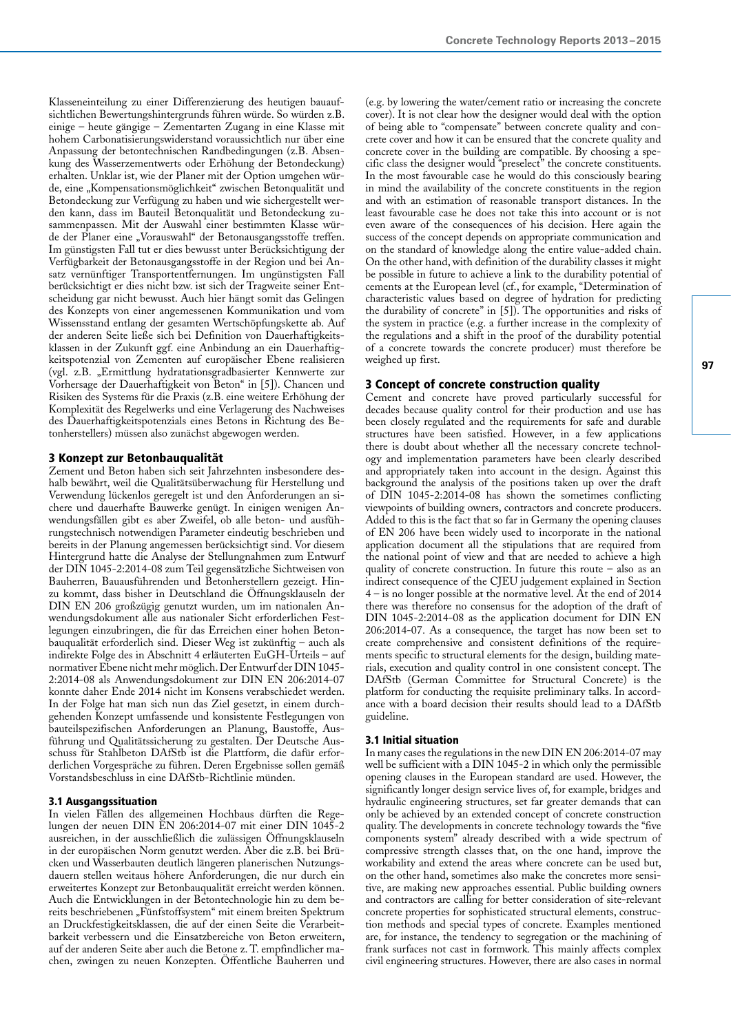Klasseneinteilung zu einer Differenzierung des heutigen bauaufsichtlichen Bewertungshintergrunds führen würde. So würden z.B. einige – heute gängige – Zementarten Zugang in eine Klasse mit hohem Carbonatisierungswiderstand voraussichtlich nur über eine Anpassung der betontechnischen Randbedingungen (z.B. Absenkung des Wasserzementwerts oder Erhöhung der Betondeckung) erhalten. Unklar ist, wie der Planer mit der Option umgehen würde, eine „Kompensationsmöglichkeit" zwischen Betonqualität und Betondeckung zur Verfügung zu haben und wie sichergestellt werden kann, dass im Bauteil Betonqualität und Betondeckung zusammenpassen. Mit der Auswahl einer bestimmten Klasse würde der Planer eine „Vorauswahl" der Betonausgangsstoffe treffen. Im günstigsten Fall tut er dies bewusst unter Berücksichtigung der Verfügbarkeit der Betonausgangsstoffe in der Region und bei Ansatz vernünftiger Transportentfernungen. Im ungünstigsten Fall berücksichtigt er dies nicht bzw. ist sich der Tragweite seiner Entscheidung gar nicht bewusst. Auch hier hängt somit das Gelingen des Konzepts von einer angemessenen Kommunikation und vom Wissensstand entlang der gesamten Wertschöpfungskette ab. Auf der anderen Seite ließe sich bei Definition von Dauerhaftigkeitsklassen in der Zukunft ggf. eine Anbindung an ein Dauerhaftigkeitspotenzial von Zementen auf europäischer Ebene realisieren (vgl. z.B. „Ermittlung hydratationsgradbasierter Kennwerte zur Vorhersage der Dauerhaftigkeit von Beton" in [5]). Chancen und Risiken des Systems für die Praxis (z.B. eine weitere Erhöhung der Komplexität des Regelwerks und eine Verlagerung des Nachweises des Dauerhaftigkeitspotenzials eines Betons in Richtung des Betonherstellers) müssen also zunächst abgewogen werden.

## 3 Konzept zur Betonbauqualität

Zement und Beton haben sich seit Jahrzehnten insbesondere deshalb bewährt, weil die Qualitätsüberwachung für Herstellung und Verwendung lückenlos geregelt ist und den Anforderungen an sichere und dauerhafte Bauwerke genügt. In einigen wenigen Anwendungsfällen gibt es aber Zweifel, ob alle beton- und ausführungstechnisch notwendigen Parameter eindeutig beschrieben und bereits in der Planung angemessen berücksichtigt sind. Vor diesem Hintergrund hatte die Analyse der Stellungnahmen zum Entwurf der DIN 1045-2:2014-08 zum Teil gegensätzliche Sichtweisen von Bauherren, Bauausführenden und Betonherstellern gezeigt. Hinzu kommt, dass bisher in Deutschland die Öffnungsklauseln der DIN EN 206 großzügig genutzt wurden, um im nationalen Anwendungsdokument alle aus nationaler Sicht erforderlichen Festlegungen einzubringen, die für das Erreichen einer hohen Betonbauqualität erforderlich sind. Dieser Weg ist zukünftig – auch als indirekte Folge des in Abschnitt 4 erläuterten EuGH-Urteils – auf normativer Ebene nicht mehr möglich. Der Entwurf der DIN 1045-2:2014-08 als Anwendungsdokument zur DIN EN 206:2014-07 konnte daher Ende 2014 nicht im Konsens verabschiedet werden. In der Folge hat man sich nun das Ziel gesetzt, in einem durchgehenden Konzept umfassende und konsistente Festlegungen von bauteilspezifischen Anforderungen an Planung, Baustoffe, Ausführung und Qualitätssicherung zu gestalten. Der Deutsche Ausschuss für Stahlbeton DAfStb ist die Plattform, die dafür erforderlichen Vorgespräche zu führen. Deren Ergebnisse sollen gemäß Vorstandsbeschluss in eine DAfStb-Richtlinie münden.

### 3.1 Ausgangssituation

In vielen Fällen des allgemeinen Hochbaus dürften die Regelungen der neuen DIN EN 206:2014-07 mit einer DIN 1045-2 ausreichen, in der ausschließlich die zulässigen Öffnungsklauseln in der europäischen Norm genutzt werden. Aber die z.B. bei Brücken und Wasserbauten deutlich längeren planerischen Nutzungsdauern stellen weitaus höhere Anforderungen, die nur durch ein erweitertes Konzept zur Betonbauqualität erreicht werden können. Auch die Entwicklungen in der Betontechnologie hin zu dem bereits beschriebenen „Fünfstoffsystem" mit einem breiten Spektrum an Druckfestigkeitsklassen, die auf der einen Seite die Verarbeitbarkeit verbessern und die Einsatzbereiche von Beton erweitern, auf der anderen Seite aber auch die Betone z. T. empfindlicher machen, zwingen zu neuen Konzepten. Öffentliche Bauherren und

(e.g. by lowering the water/cement ratio or increasing the concrete cover). It is not clear how the designer would deal with the option of being able to "compensate" between concrete quality and concrete cover and how it can be ensured that the concrete quality and concrete cover in the building are compatible. By choosing a specific class the designer would "preselect" the concrete constituents. In the most favourable case he would do this consciously bearing in mind the availability of the concrete constituents in the region and with an estimation of reasonable transport distances. In the least favourable case he does not take this into account or is not even aware of the consequences of his decision. Here again the success of the concept depends on appropriate communication and on the standard of knowledge along the entire value-added chain. On the other hand, with definition of the durability classes it might be possible in future to achieve a link to the durability potential of cements at the European level (cf., for example, "Determination of characteristic values based on degree of hydration for predicting the durability of concrete" in [5]). The opportunities and risks of the system in practice (e.g. a further increase in the complexity of the regulations and a shift in the proof of the durability potential of a concrete towards the concrete producer) must therefore be weighed up first.

## 3 Concept of concrete construction quality

Cement and concrete have proved particularly successful for decades because quality control for their production and use has been closely regulated and the requirements for safe and durable structures have been satisfied. However, in a few applications there is doubt about whether all the necessary concrete technology and implementation parameters have been clearly described and appropriately taken into account in the design. Against this background the analysis of the positions taken up over the draft of DIN 1045-2:2014-08 has shown the sometimes conflicting viewpoints of building owners, contractors and concrete producers. Added to this is the fact that so far in Germany the opening clauses of EN 206 have been widely used to incorporate in the national application document all the stipulations that are required from the national point of view and that are needed to achieve a high quality of concrete construction. In future this route – also as an indirect consequence of the CJEU judgement explained in Section 4 – is no longer possible at the normative level. At the end of 2014 there was therefore no consensus for the adoption of the draft of DIN 1045-2:2014-08 as the application document for DIN EN 206:2014-07. As a consequence, the target has now been set to create comprehensive and consistent definitions of the requirements specific to structural elements for the design, building materials, execution and quality control in one consistent concept. The DAfStb (German Committee for Structural Concrete) is the platform for conducting the requisite preliminary talks. In accordance with a board decision their results should lead to a DAfStb guideline.

### 3.1 Initial situation

In many cases the regulations in the new DIN EN 206:2014-07 may well be sufficient with a DIN 1045-2 in which only the permissible opening clauses in the European standard are used. However, the significantly longer design service lives of, for example, bridges and hydraulic engineering structures, set far greater demands that can only be achieved by an extended concept of concrete construction quality. The developments in concrete technology towards the "five components system" already described with a wide spectrum of compressive strength classes that, on the one hand, improve the workability and extend the areas where concrete can be used but, on the other hand, sometimes also make the concretes more sensitive, are making new approaches essential. Public building owners and contractors are calling for better consideration of site-relevant concrete properties for sophisticated structural elements, construction methods and special types of concrete. Examples mentioned are, for instance, the tendency to segregation or the machining of frank surfaces not cast in formwork. This mainly affects complex civil engineering structures. However, there are also cases in normal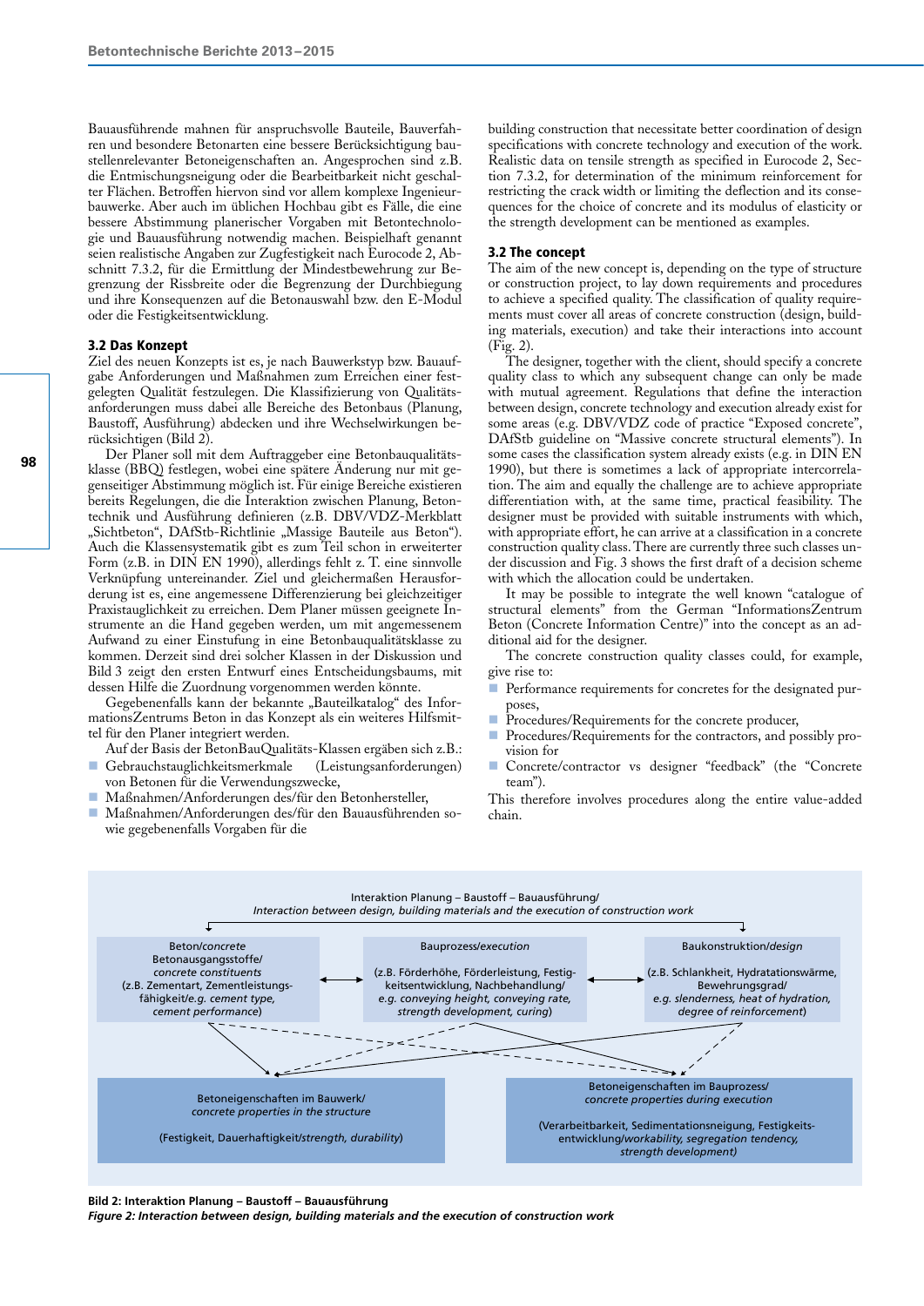Bauausführende mahnen für anspruchsvolle Bauteile, Bauverfahren und besondere Betonarten eine bessere Berücksichtigung baustellenrelevanter Betoneigenschaften an. Angesprochen sind z.B. die Entmischungsneigung oder die Bearbeitbarkeit nicht geschalter Flächen. Betroffen hiervon sind vor allem komplexe Ingenieurbauwerke. Aber auch im üblichen Hochbau gibt es Fälle, die eine bessere Abstimmung planerischer Vorgaben mit Betontechnologie und Bauausführung notwendig machen. Beispielhaft genannt seien realistische Angaben zur Zugfestigkeit nach Eurocode 2, Abschnitt 7.3.2, für die Ermittlung der Mindestbewehrung zur Begrenzung der Rissbreite oder die Begrenzung der Durchbiegung und ihre Konsequenzen auf die Betonauswahl bzw. den E-Modul oder die Festigkeitsentwicklung.

### 3.2 Das Konzept

Ziel des neuen Konzepts ist es, je nach Bauwerkstyp bzw. Bauaufgabe Anforderungen und Maßnahmen zum Erreichen einer festgelegten Qualität festzulegen. Die Klassifizierung von Qualitätsanforderungen muss dabei alle Bereiche des Betonbaus (Planung, Baustoff, Ausführung) abdecken und ihre Wechselwirkungen berücksichtigen (Bild 2).

Der Planer soll mit dem Auftraggeber eine Betonbauqualitätsklasse (BBQ) festlegen, wobei eine spätere Änderung nur mit gegenseitiger Abstimmung möglich ist. Für einige Bereiche existieren bereits Regelungen, die die Interaktion zwischen Planung, Betontechnik und Ausführung definieren (z.B. DBV/VDZ-Merkblatt „Sichtbeton“, DAfStb-Richtlinie „Massige Bauteile aus Beton“). Auch die Klassensystematik gibt es zum Teil schon in erweiterter Form (z.B. in DIN EN 1990), allerdings fehlt z. T. eine sinnvolle Verknüpfung untereinander. Ziel und gleichermaßen Herausforderung ist es, eine angemessene Differenzierung bei gleichzeitiger Praxistauglichkeit zu erreichen. Dem Planer müssen geeignete Instrumente an die Hand gegeben werden, um mit angemessenem Aufwand zu einer Einstufung in eine Betonbauqualitätsklasse zu kommen. Derzeit sind drei solcher Klassen in der Diskussion und Bild 3 zeigt den ersten Entwurf eines Entscheidungsbaums, mit dessen Hilfe die Zuordnung vorgenommen werden könnte.

Gegebenenfalls kann der bekannte „Bauteilkatalog“ des InformationsZentrums Beton in das Konzept als ein weiteres Hilfsmittel für den Planer integriert werden.

Auf der Basis der BetonBauQualitäts-Klassen ergäben sich z.B.:

- Gebrauchstauglichkeitsmerkmale (Leistungsanforderungen) von Betonen für die Verwendungszwecke,
- Maßnahmen/Anforderungen des/für den Betonhersteller,
- Maßnahmen/Anforderungen des/für den Bauausführenden sowie gegebenenfalls Vorgaben für die

building construction that necessitate better coordination of design specifications with concrete technology and execution of the work. Realistic data on tensile strength as specified in Eurocode 2, Section 7.3.2, for determination of the minimum reinforcement for restricting the crack width or limiting the deflection and its consequences for the choice of concrete and its modulus of elasticity or the strength development can be mentioned as examples.

### 3.2 The concept

The aim of the new concept is, depending on the type of structure or construction project, to lay down requirements and procedures to achieve a specified quality. The classification of quality requirements must cover all areas of concrete construction (design, building materials, execution) and take their interactions into account (Fig. 2).

The designer, together with the client, should specify a concrete quality class to which any subsequent change can only be made with mutual agreement. Regulations that define the interaction between design, concrete technology and execution already exist for some areas (e.g. DBV/VDZ code of practice “Exposed concrete”, DAfStb guideline on “Massive concrete structural elements”). In some cases the classification system already exists (e.g. in DIN EN 1990), but there is sometimes a lack of appropriate intercorrelation. The aim and equally the challenge are to achieve appropriate differentiation with, at the same time, practical feasibility. The designer must be provided with suitable instruments with which, with appropriate effort, he can arrive at a classification in a concrete construction quality class. There are currently three such classes under discussion and Fig. 3 shows the first draft of a decision scheme with which the allocation could be undertaken.

It may be possible to integrate the well known “catalogue of structural elements” from the German “InformationsZentrum Beton (Concrete Information Centre)” into the concept as an additional aid for the designer.

The concrete construction quality classes could, for example, give rise to:

- Performance requirements for concretes for the designated purposes,
- Procedures/Requirements for the concrete producer,
- Procedures/Requirements for the contractors, and possibly provision for
- Concrete/contractor vs designer “feedback” (the “Concrete team”).

This therefore involves procedures along the entire value-added chain.

Interaktion Planung – Baustoff – Bauausführung/ *Interaction between design, building materials and the execution of construction work*

Beton/*concrete* Betonausgangsstoffe/ *concrete constituents* (z.B. Zementart, Zementleistungsfähigkeit/*e.g. cement type, cement performance*)

Bauprozess/*execution* (z.B. Förderhöhe, Förderleistung, Festigkeitsentwicklung, Nachbehandlung/ *e.g. conveying height, conveying rate, strength development, curing*)

Baukonstruktion/*design* (z.B. Schlankheit, Hydratationswärme, Bewehrungsgrad/ *e.g. slenderness, heat of hydration, degree of reinforcement*)

Betoneigenschaften im Bauwerk/ *concrete properties in the structure* (Festigkeit, Dauerhaftigkeit/*strength, durability*)

Betoneigenschaften im Bauprozess/ *concrete properties during execution* (Verarbeitbarkeit, Sedimentationsneigung, Festigkeitsentwicklung/*workability, segregation tendency, strength development*)

**Bild 2: Interaktion Planung – Baustoff – Bauausführung**
***Figure 2: Interaction between design, building materials and the execution of construction work***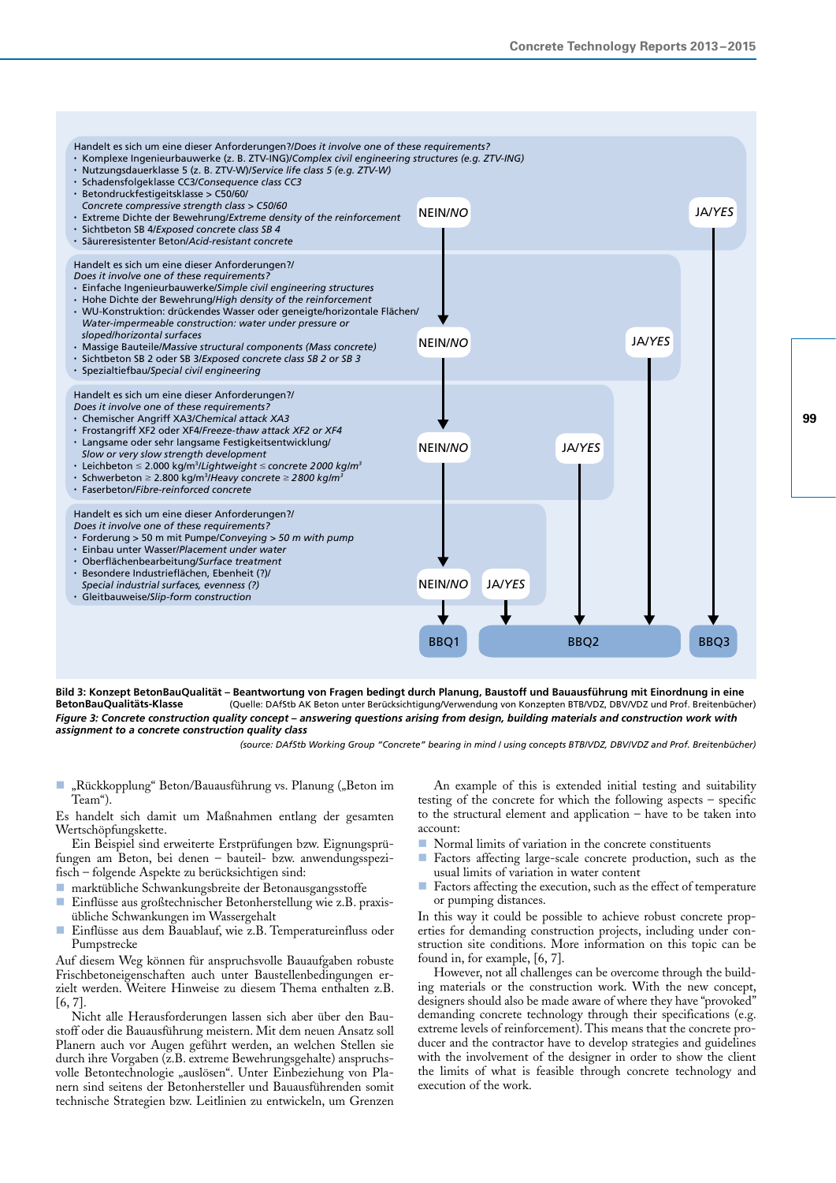Handelt es sich um eine dieser Anforderungen?/*Does it involve one of these requirements?*

- Komplexe Ingenieurbauwerke (z. B. ZTV-ING)/*Complex civil engineering structures (e.g. ZTV-ING)*
- Nutzungsdauerklasse 5 (z. B. ZTV-W)/*Service life class 5 (e.g. ZTV-W)*
- Schadensfolgeklasse CC3/*Consequence class CC3*
- Betondruckfestigeitsklasse > C50/60/ *Concrete compressive strength class > C50/60*
- Extreme Dichte der Bewehrung/*Extreme density of the reinforcement*
- Sichtbeton SB 4/*Exposed concrete class SB 4*
- Säureresistenter Beton/*Acid-resistant concrete*

JA/*YES* → BBQ3 | NEIN/*NO* ↓

Handelt es sich um eine dieser Anforderungen?/ *Does it involve one of these requirements?*

- Einfache Ingenieurbauwerke/*Simple civil engineering structures*
- Hohe Dichte der Bewehrung/*High density of the reinforcement*
- WU-Konstruktion: drückendes Wasser oder geneigte/horizontale Flächen/ *Water-impermeable construction: water under pressure or sloped/horizontal surfaces*
- Massige Bauteile/*Massive structural components (Mass concrete)*
- Sichtbeton SB 2 oder SB 3/*Exposed concrete class SB 2 or SB 3*
- Spezialtiefbau/*Special civil engineering*

JA/*YES* → BBQ2 | NEIN/*NO* ↓

Handelt es sich um eine dieser Anforderungen?/ *Does it involve one of these requirements?*

- Chemischer Angriff XA3/*Chemical attack XA3*
- Frostangriff XF2 oder XF4/*Freeze-thaw attack XF2 or XF4*
- Langsame oder sehr langsame Festigkeitsentwicklung/ *Slow or very slow strength development*
- Leichtbeton ≤ 2.000 kg/m³/*Lightweight ≤ concrete 2000 kg/m³*
- Schwerbeton ≥ 2.800 kg/m³/*Heavy concrete ≥ 2800 kg/m³*
- Faserbeton/*Fibre-reinforced concrete*

JA/*YES* → BBQ2 | NEIN/*NO* ↓

Handelt es sich um eine dieser Anforderungen?/ *Does it involve one of these requirements?*

- Forderung > 50 m mit Pumpe/*Conveying > 50 m with pump*
- Einbau unter Wasser/*Placement under water*
- Oberflächenbearbeitung/*Surface treatment*
- Besondere Industrieflächen, Ebenheit (?)/ *Special industrial surfaces, evenness (?)*
- Gleitbauweise/*Slip-form construction*

JA/*YES* → BBQ2 | NEIN/*NO* → BBQ1

**Bild 3: Konzept BetonBauQualität – Beantwortung von Fragen bedingt durch Planung, Baustoff und Bauausführung mit Einordnung in eine BetonBauQualitäts-Klasse** (Quelle: DAfStb AK Beton unter Berücksichtigung/Verwendung von Konzepten BTB/VDZ, DBV/VDZ und Prof. Breitenbücher)

***Figure 3: Concrete construction quality concept – answering questions arising from design, building materials and construction work with assignment to a concrete construction quality class***

*(source: DAfStb Working Group "Concrete" bearing in mind / using concepts BTB/VDZ, DBV/VDZ and Prof. Breitenbücher)*

- „Rückkopplung" Beton/Bauausführung vs. Planung („Beton im Team").

Es handelt sich damit um Maßnahmen entlang der gesamten Wertschöpfungskette.

Ein Beispiel sind erweiterte Erstprüfungen bzw. Eignungsprüfungen am Beton, bei denen – bauteil- bzw. anwendungsspezifisch – folgende Aspekte zu berücksichtigen sind:

- marktübliche Schwankungsbreite der Betonausgangsstoffe
- Einflüsse aus großtechnischer Betonherstellung wie z.B. praxisübliche Schwankungen im Wassergehalt
- Einflüsse aus dem Bauablauf, wie z.B. Temperatureinfluss oder Pumpstrecke

Auf diesem Weg können für anspruchsvolle Bauaufgaben robuste Frischbetoneigenschaften auch unter Baustellenbedingungen erzielt werden. Weitere Hinweise zu diesem Thema enthalten z.B. [6, 7].

Nicht alle Herausforderungen lassen sich aber über den Baustoff oder die Bauausführung meistern. Mit dem neuen Ansatz soll Planern auch vor Augen geführt werden, an welchen Stellen sie durch ihre Vorgaben (z.B. extreme Bewehrungsgehalte) anspruchsvolle Betontechnologie „auslösen". Unter Einbeziehung von Planern sind seitens der Betonhersteller und Bauausführenden somit technische Strategien bzw. Leitlinien zu entwickeln, um Grenzen

An example of this is extended initial testing and suitability testing of the concrete for which the following aspects – specific to the structural element and application – have to be taken into account:

- Normal limits of variation in the concrete constituents
- Factors affecting large-scale concrete production, such as the usual limits of variation in water content
- Factors affecting the execution, such as the effect of temperature or pumping distances.

In this way it could be possible to achieve robust concrete properties for demanding construction projects, including under construction site conditions. More information on this topic can be found in, for example, [6, 7].

However, not all challenges can be overcome through the building materials or the construction work. With the new concept, designers should also be made aware of where they have "provoked" demanding concrete technology through their specifications (e.g. extreme levels of reinforcement). This means that the concrete producer and the contractor have to develop strategies and guidelines with the involvement of the designer in order to show the client the limits of what is feasible through concrete technology and execution of the work.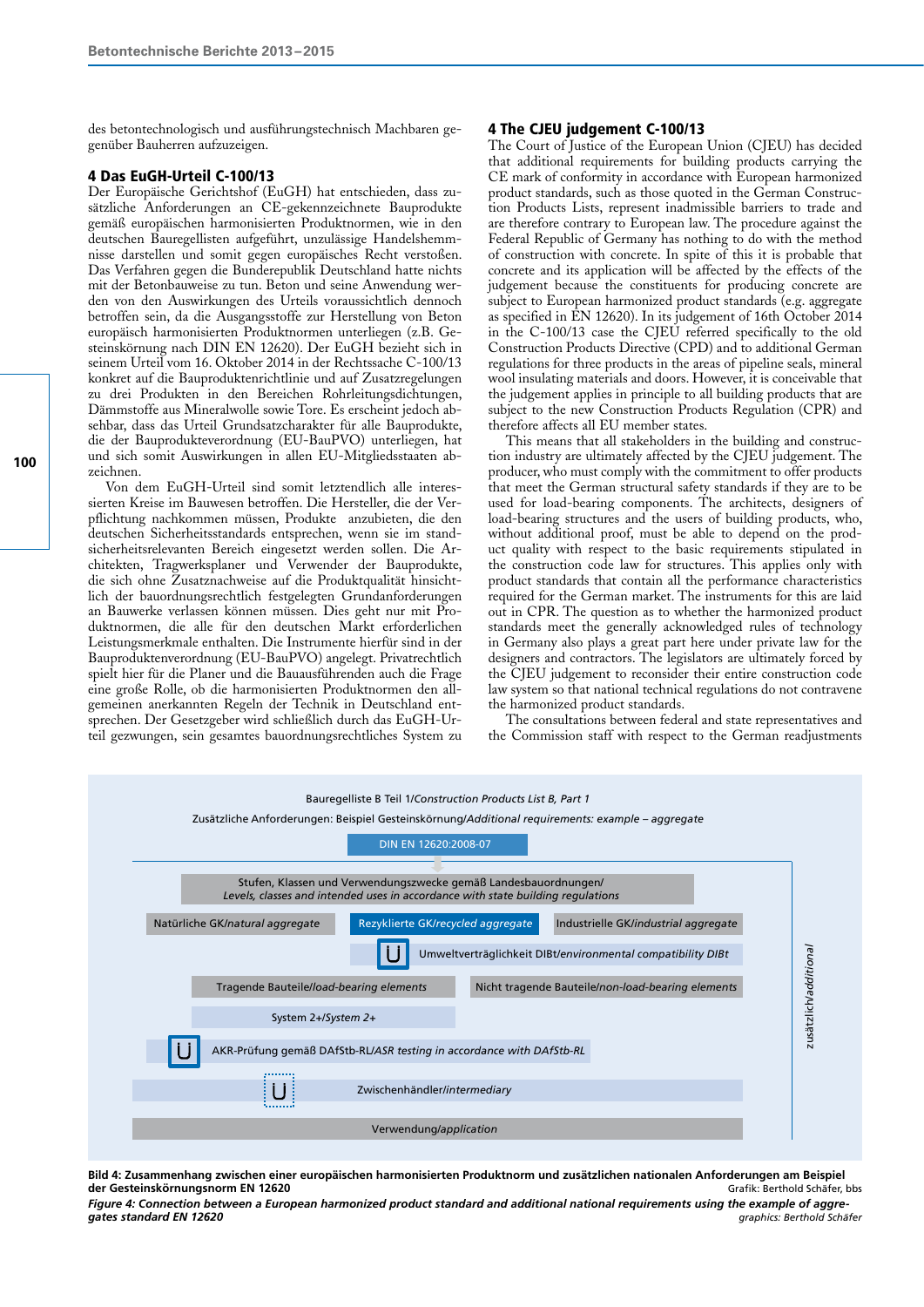des betontechnologisch und ausführungstechnisch Machbaren gegenüber Bauherren aufzuzeigen.

## 4 Das EuGH-Urteil C-100/13

Der Europäische Gerichtshof (EuGH) hat entschieden, dass zusätzliche Anforderungen an CE-gekennzeichnete Bauprodukte gemäß europäischen harmonisierten Produktnormen, wie in den deutschen Bauregellisten aufgeführt, unzulässige Handelshemmnisse darstellen und somit gegen europäisches Recht verstoßen. Das Verfahren gegen die Bunderepublik Deutschland hatte nichts mit der Betonbauweise zu tun. Beton und seine Anwendung werden von den Auswirkungen des Urteils voraussichtlich dennoch betroffen sein, da die Ausgangsstoffe zur Herstellung von Beton europäisch harmonisierten Produktnormen unterliegen (z.B. Gesteinskörnung nach DIN EN 12620). Der EuGH bezieht sich in seinem Urteil vom 16. Oktober 2014 in der Rechtssache C-100/13 konkret auf die Bauproduktenrichtlinie und auf Zusatzregelungen zu drei Produkten in den Bereichen Rohrleitungsdichtungen, Dämmstoffe aus Mineralwolle sowie Tore. Es erscheint jedoch absehbar, dass das Urteil Grundsatzcharakter für alle Bauprodukte, die der Bauprodukteverordnung (EU-BauPVO) unterliegen, hat und sich somit Auswirkungen in allen EU-Mitgliedsstaaten abzeichnen.

Von dem EuGH-Urteil sind somit letztendlich alle interessierten Kreise im Bauwesen betroffen. Die Hersteller, die der Verpflichtung nachkommen müssen, Produkte anzubieten, die den deutschen Sicherheitsstandards entsprechen, wenn sie im standsicherheitsrelevanten Bereich eingesetzt werden sollen. Die Architekten, Tragwerksplaner und Verwender der Bauprodukte, die sich ohne Zusatznachweise auf die Produktqualität hinsichtlich der bauordnungsrechtlich festgelegten Grundanforderungen an Bauwerke verlassen können müssen. Dies geht nur mit Produktnormen, die alle für den deutschen Markt erforderlichen Leistungsmerkmale enthalten. Die Instrumente hierfür sind in der Bauproduktenverordnung (EU-BauPVO) angelegt. Privatrechtlich spielt hier für die Planer und die Bauausführenden auch die Frage eine große Rolle, ob die harmonisierten Produktnormen den allgemeinen anerkannten Regeln der Technik in Deutschland entsprechen. Der Gesetzgeber wird schließlich durch das EuGH-Urteil gezwungen, sein gesamtes bauordnungsrechtliches System zu

## 4 The CJEU judgement C-100/13

The Court of Justice of the European Union (CJEU) has decided that additional requirements for building products carrying the CE mark of conformity in accordance with European harmonized product standards, such as those quoted in the German Construction Products Lists, represent inadmissible barriers to trade and are therefore contrary to European law. The procedure against the Federal Republic of Germany has nothing to do with the method of construction with concrete. In spite of this it is probable that concrete and its application will be affected by the effects of the judgement because the constituents for producing concrete are subject to European harmonized product standards (e.g. aggregate as specified in EN 12620). In its judgement of 16th October 2014 in the C-100/13 case the CJEU referred specifically to the old Construction Products Directive (CPD) and to additional German regulations for three products in the areas of pipeline seals, mineral wool insulating materials and doors. However, it is conceivable that the judgement applies in principle to all building products that are subject to the new Construction Products Regulation (CPR) and therefore affects all EU member states.

This means that all stakeholders in the building and construction industry are ultimately affected by the CJEU judgement. The producer, who must comply with the commitment to offer products that meet the German structural safety standards if they are to be used for load-bearing components. The architects, designers of load-bearing structures and the users of building products, who, without additional proof, must be able to depend on the product quality with respect to the basic requirements stipulated in the construction code law for structures. This applies only with product standards that contain all the performance characteristics required for the German market. The instruments for this are laid out in CPR. The question as to whether the harmonized product standards meet the generally acknowledged rules of technology in Germany also plays a great part here under private law for the designers and contractors. The legislators are ultimately forced by the CJEU judgement to reconsider their entire construction code law system so that national technical regulations do not contravene the harmonized product standards.

The consultations between federal and state representatives and the Commission staff with respect to the German readjustments

**Bild 4: Zusammenhang zwischen einer europäischen harmonisierten Produktnorm und zusätzlichen nationalen Anforderungen am Beispiel der Gesteinskörnungsnorm EN 12620** Grafik: Berthold Schäfer, bbs

***Figure 4: Connection between a European harmonized product standard and additional national requirements using the example of aggregates standard EN 12620*** *graphics: Berthold Schäfer*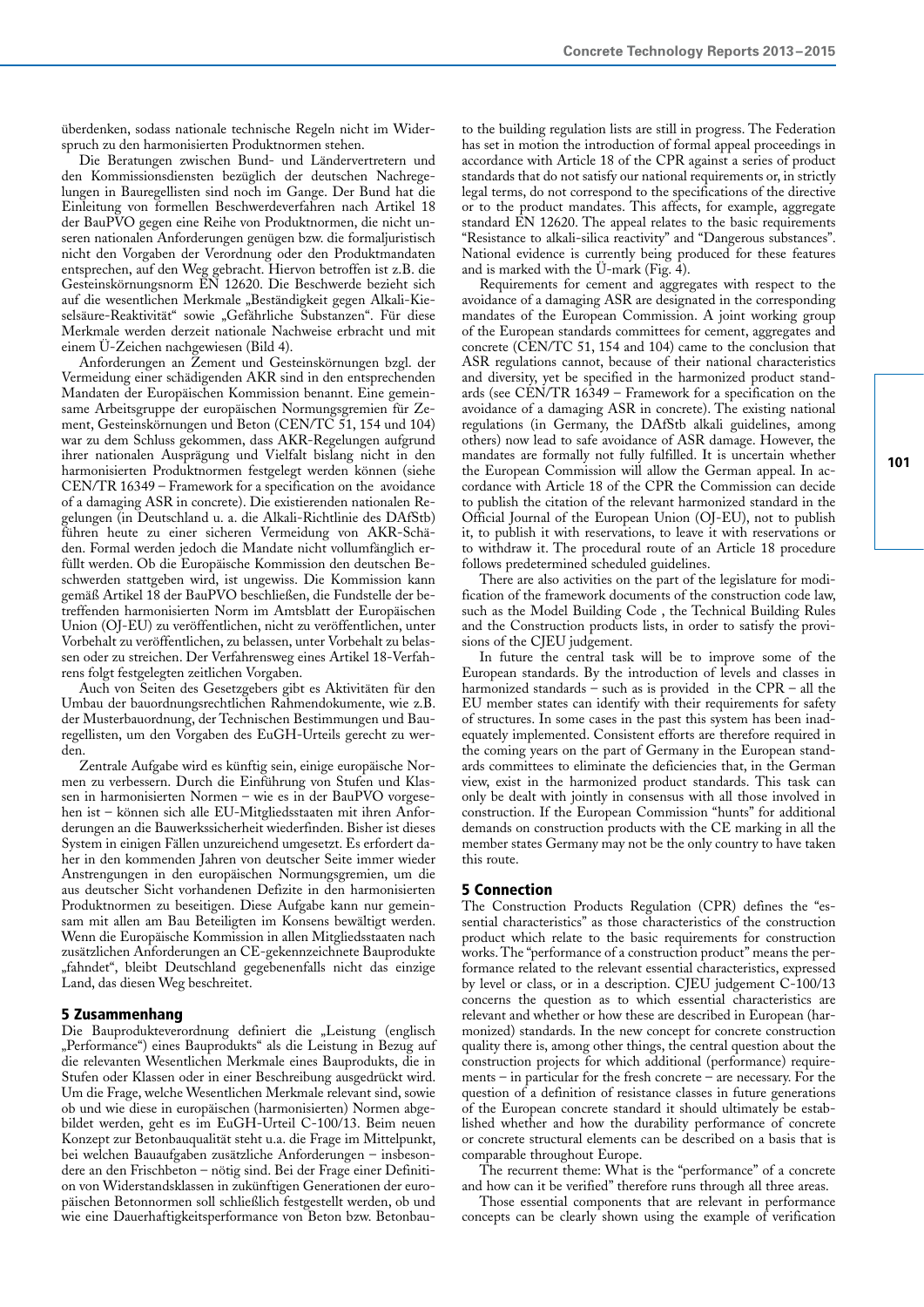überdenken, sodass nationale technische Regeln nicht im Widerspruch zu den harmonisierten Produktnormen stehen.

Die Beratungen zwischen Bund- und Ländervertretern und den Kommissionsdiensten bezüglich der deutschen Nachregelungen in Bauregellisten sind noch im Gange. Der Bund hat die Einleitung von formellen Beschwerdeverfahren nach Artikel 18 der BauPVO gegen eine Reihe von Produktnormen, die nicht unseren nationalen Anforderungen genügen bzw. die formaljuristisch nicht den Vorgaben der Verordnung oder den Produktmandaten entsprechen, auf den Weg gebracht. Hiervon betroffen ist z.B. die Gesteinskörnungsnorm EN 12620. Die Beschwerde bezieht sich auf die wesentlichen Merkmale „Beständigkeit gegen Alkali-Kieselsäure-Reaktivität" sowie „Gefährliche Substanzen". Für diese Merkmale werden derzeit nationale Nachweise erbracht und mit einem Ü-Zeichen nachgewiesen (Bild 4).

Anforderungen an Zement und Gesteinskörnungen bzgl. der Vermeidung einer schädigenden AKR sind in den entsprechenden Mandaten der Europäischen Kommission benannt. Eine gemeinsame Arbeitsgruppe der europäischen Normungsgremien für Zement, Gesteinskörnungen und Beton (CEN/TC 51, 154 und 104) war zu dem Schluss gekommen, dass AKR-Regelungen aufgrund ihrer nationalen Ausprägung und Vielfalt bislang nicht in den harmonisierten Produktnormen festgelegt werden können (siehe CEN/TR 16349 – Framework for a specification on the avoidance of a damaging ASR in concrete). Die existierenden nationalen Regelungen (in Deutschland u. a. die Alkali-Richtlinie des DAfStb) führen heute zu einer sicheren Vermeidung von AKR-Schäden. Formal werden jedoch die Mandate nicht vollumfänglich erfüllt werden. Ob die Europäische Kommission den deutschen Beschwerden stattgeben wird, ist ungewiss. Die Kommission kann gemäß Artikel 18 der BauPVO beschließen, die Fundstelle der betreffenden harmonisierten Norm im Amtsblatt der Europäischen Union (OJ-EU) zu veröffentlichen, nicht zu veröffentlichen, unter Vorbehalt zu veröffentlichen, zu belassen, unter Vorbehalt zu belassen oder zu streichen. Der Verfahrensweg eines Artikel 18-Verfahrens folgt festgelegten zeitlichen Vorgaben.

Auch von Seiten des Gesetzgebers gibt es Aktivitäten für den Umbau der bauordnungsrechtlichen Rahmendokumente, wie z.B. der Musterbauordnung, der Technischen Bestimmungen und Bauregellisten, um den Vorgaben des EuGH-Urteils gerecht zu werden.

Zentrale Aufgabe wird es künftig sein, einige europäische Normen zu verbessern. Durch die Einführung von Stufen und Klassen in harmonisierten Normen – wie es in der BauPVO vorgesehen ist – können sich alle EU-Mitgliedsstaaten mit ihren Anforderungen an die Bauwerkssicherheit wiederfinden. Bisher ist dieses System in einigen Fällen unzureichend umgesetzt. Es erfordert daher in den kommenden Jahren von deutscher Seite immer wieder Anstrengungen in den europäischen Normungsgremien, um die aus deutscher Sicht vorhandenen Defizite in den harmonisierten Produktnormen zu beseitigen. Diese Aufgabe kann nur gemeinsam mit allen am Bau Beteiligten im Konsens bewältigt werden. Wenn die Europäische Kommission in allen Mitgliedsstaaten nach zusätzlichen Anforderungen an CE-gekennzeichnete Bauprodukte „fahndet", bleibt Deutschland gegebenenfalls nicht das einzige Land, das diesen Weg beschreitet.

## 5 Zusammenhang

Die Bauprodukteverordnung definiert die „Leistung (englisch „Performance") eines Bauprodukts" als die Leistung in Bezug auf die relevanten Wesentlichen Merkmale eines Bauprodukts, die in Stufen oder Klassen oder in einer Beschreibung ausgedrückt wird. Um die Frage, welche Wesentlichen Merkmale relevant sind, sowie ob und wie diese in europäischen (harmonisierten) Normen abgebildet werden, geht es im EuGH-Urteil C-100/13. Beim neuen Konzept zur Betonbauqualität steht u.a. die Frage im Mittelpunkt, bei welchen Bauaufgaben zusätzliche Anforderungen – insbesondere an den Frischbeton – nötig sind. Bei der Frage einer Definition von Widerstandsklassen in zukünftigen Generationen der europäischen Betonnormen soll schließlich festgestellt werden, ob und wie eine Dauerhaftigkeitsperformance von Beton bzw. Betonbau-

to the building regulation lists are still in progress. The Federation has set in motion the introduction of formal appeal proceedings in accordance with Article 18 of the CPR against a series of product standards that do not satisfy our national requirements or, in strictly legal terms, do not correspond to the specifications of the directive or to the product mandates. This affects, for example, aggregate standard EN 12620. The appeal relates to the basic requirements "Resistance to alkali-silica reactivity" and "Dangerous substances". National evidence is currently being produced for these features and is marked with the Ü-mark (Fig. 4).

Requirements for cement and aggregates with respect to the avoidance of a damaging ASR are designated in the corresponding mandates of the European Commission. A joint working group of the European standards committees for cement, aggregates and concrete (CEN/TC 51, 154 and 104) came to the conclusion that ASR regulations cannot, because of their national characteristics and diversity, yet be specified in the harmonized product standards (see CEN/TR 16349 – Framework for a specification on the avoidance of a damaging ASR in concrete). The existing national regulations (in Germany, the DAfStb alkali guidelines, among others) now lead to safe avoidance of ASR damage. However, the mandates are formally not fully fulfilled. It is uncertain whether the European Commission will allow the German appeal. In accordance with Article 18 of the CPR the Commission can decide to publish the citation of the relevant harmonized standard in the Official Journal of the European Union (OJ-EU), not to publish it, to publish it with reservations, to leave it with reservations or to withdraw it. The procedural route of an Article 18 procedure follows predetermined scheduled guidelines.

There are also activities on the part of the legislature for modification of the framework documents of the construction code law, such as the Model Building Code , the Technical Building Rules and the Construction products lists, in order to satisfy the provisions of the CJEU judgement.

In future the central task will be to improve some of the European standards. By the introduction of levels and classes in harmonized standards – such as is provided in the CPR – all the EU member states can identify with their requirements for safety of structures. In some cases in the past this system has been inadequately implemented. Consistent efforts are therefore required in the coming years on the part of Germany in the European standards committees to eliminate the deficiencies that, in the German view, exist in the harmonized product standards. This task can only be dealt with jointly in consensus with all those involved in construction. If the European Commission "hunts" for additional demands on construction products with the CE marking in all the member states Germany may not be the only country to have taken this route.

## 5 Connection

The Construction Products Regulation (CPR) defines the "essential characteristics" as those characteristics of the construction product which relate to the basic requirements for construction works. The "performance of a construction product" means the performance related to the relevant essential characteristics, expressed by level or class, or in a description. CJEU judgement C-100/13 concerns the question as to which essential characteristics are relevant and whether or how these are described in European (harmonized) standards. In the new concept for concrete construction quality there is, among other things, the central question about the construction projects for which additional (performance) requirements – in particular for the fresh concrete – are necessary. For the question of a definition of resistance classes in future generations of the European concrete standard it should ultimately be established whether and how the durability performance of concrete or concrete structural elements can be described on a basis that is comparable throughout Europe.

The recurrent theme: What is the "performance" of a concrete and how can it be verified" therefore runs through all three areas.

Those essential components that are relevant in performance concepts can be clearly shown using the example of verification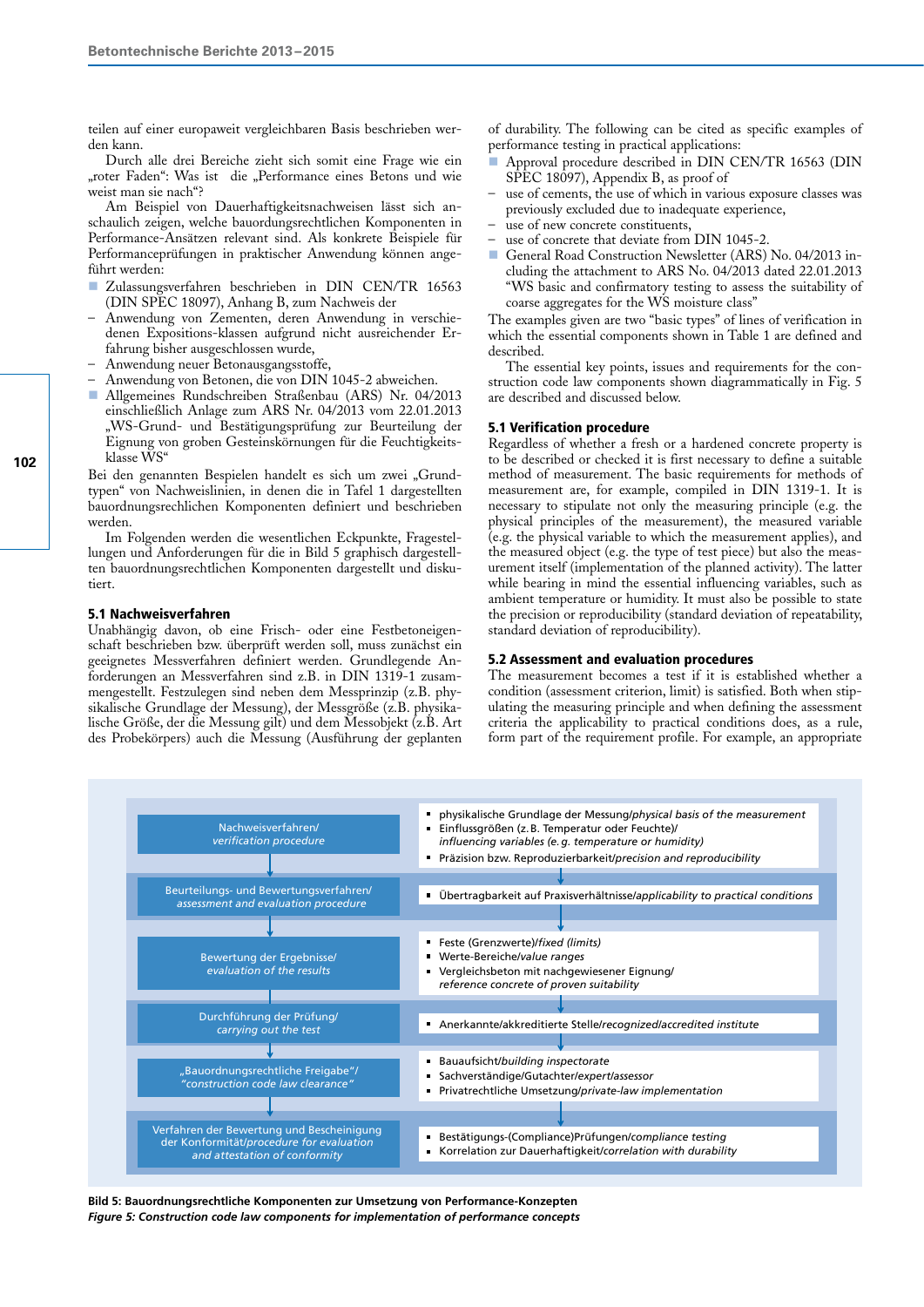teilen auf einer europaweit vergleichbaren Basis beschrieben werden kann.

Durch alle drei Bereiche zieht sich somit eine Frage wie ein „roter Faden": Was ist die „Performance eines Betons und wie weist man sie nach"?

Am Beispiel von Dauerhaftigkeitsnachweisen lässt sich anschaulich zeigen, welche bauordnungsrechtlichen Komponenten in Performance-Ansätzen relevant sind. Als konkrete Beispiele für Performanceprüfungen in praktischer Anwendung können angeführt werden:

- Zulassungsverfahren beschrieben in DIN CEN/TR 16563 (DIN SPEC 18097), Anhang B, zum Nachweis der
  - Anwendung von Zementen, deren Anwendung in verschiedenen Expositions-klassen aufgrund nicht ausreichender Erfahrung bisher ausgeschlossen wurde,
  - Anwendung neuer Betonausgangsstoffe,
  - Anwendung von Betonen, die von DIN 1045-2 abweichen.
- Allgemeines Rundschreiben Straßenbau (ARS) Nr. 04/2013 einschließlich Anlage zum ARS Nr. 04/2013 vom 22.01.2013 „WS-Grund- und Bestätigungsprüfung zur Beurteilung der Eignung von groben Gesteinskörnungen für die Feuchtigkeitsklasse WS"

Bei den genannten Bespielen handelt es sich um zwei „Grundtypen" von Nachweislinien, in denen die in Tafel 1 dargestellten bauordnungsrechtlichen Komponenten definiert und beschrieben werden.

Im Folgenden werden die wesentlichen Eckpunkte, Fragestellungen und Anforderungen für die in Bild 5 graphisch dargestellten bauordnungsrechtlichen Komponenten dargestellt und diskutiert.

## 5.1 Nachweisverfahren

Unabhängig davon, ob eine Frisch- oder eine Festbetoneigenschaft beschrieben bzw. überprüft werden soll, muss zunächst ein geeignetes Messverfahren definiert werden. Grundlegende Anforderungen an Messverfahren sind z.B. in DIN 1319-1 zusammengestellt. Festzulegen sind neben dem Messprinzip (z.B. physikalische Grundlage der Messung), der Messgröße (z.B. physikalische Größe, der die Messung gilt) und dem Messobjekt (z.B. Art des Probekörpers) auch die Messung (Ausführung der geplanten

of durability. The following can be cited as specific examples of performance testing in practical applications:

- Approval procedure described in DIN CEN/TR 16563 (DIN SPEC 18097), Appendix B, as proof of
  - use of cements, the use of which in various exposure classes was previously excluded due to inadequate experience,
  - use of new concrete constituents,
  - use of concrete that deviate from DIN 1045-2.
- General Road Construction Newsletter (ARS) No. 04/2013 including the attachment to ARS No. 04/2013 dated 22.01.2013 "WS basic and confirmatory testing to assess the suitability of coarse aggregates for the WS moisture class"

The examples given are two "basic types" of lines of verification in which the essential components shown in Table 1 are defined and described.

The essential key points, issues and requirements for the construction code law components shown diagrammatically in Fig. 5 are described and discussed below.

## 5.1 Verification procedure

Regardless of whether a fresh or a hardened concrete property is to be described or checked it is first necessary to define a suitable method of measurement. The basic requirements for methods of measurement are, for example, compiled in DIN 1319-1. It is necessary to stipulate not only the measuring principle (e.g. the physical principles of the measurement), the measured variable (e.g. the physical variable to which the measurement applies), and the measured object (e.g. the type of test piece) but also the measurement itself (implementation of the planned activity). The latter while bearing in mind the essential influencing variables, such as ambient temperature or humidity. It must also be possible to state the precision or reproducibility (standard deviation of repeatability, standard deviation of reproducibility).

## 5.2 Assessment and evaluation procedures

The measurement becomes a test if it is established whether a condition (assessment criterion, limit) is satisfied. Both when stipulating the measuring principle and when defining the assessment criteria the applicability to practical conditions does, as a rule, form part of the requirement profile. For example, an appropriate

| Komponente / Component | Aspekte / Aspects |
|---|---|
| Nachweisverfahren/ *verification procedure* | physikalische Grundlage der Messung/*physical basis of the measurement*; Einflussgrößen (z.B. Temperatur oder Feuchte)/ *influencing variables (e.g. temperature or humidity)*; Präzision bzw. Reproduzierbarkeit/*precision and reproducibility* |
| Beurteilungs- und Bewertungsverfahren/ *assessment and evaluation procedure* | Übertragbarkeit auf Praxisverhältnisse/*applicability to practical conditions* |
| Bewertung der Ergebnisse/ *evaluation of the results* | Feste (Grenzwerte)/*fixed (limits)*; Werte-Bereiche/*value ranges*; Vergleichsbeton mit nachgewiesener Eignung/ *reference concrete of proven suitability* |
| Durchführung der Prüfung/ *carrying out the test* | Anerkannte/akkreditierte Stelle/*recognized/accredited institute* |
| „Bauordnungsrechtliche Freigabe"/ *"construction code law clearance"* | Bauaufsicht/*building inspectorate*; Sachverständige/Gutachter/*expert/assessor*; Privatrechtliche Umsetzung/*private-law implementation* |
| Verfahren der Bewertung und Bescheinigung der Konformität/*procedure for evaluation and attestation of conformity* | Bestätigungs-(Compliance)Prüfungen/*compliance testing*; Korrelation zur Dauerhaftigkeit/*correlation with durability* |

**Bild 5: Bauordnungsrechtliche Komponenten zur Umsetzung von Performance-Konzepten**
***Figure 5: Construction code law components for implementation of performance concepts***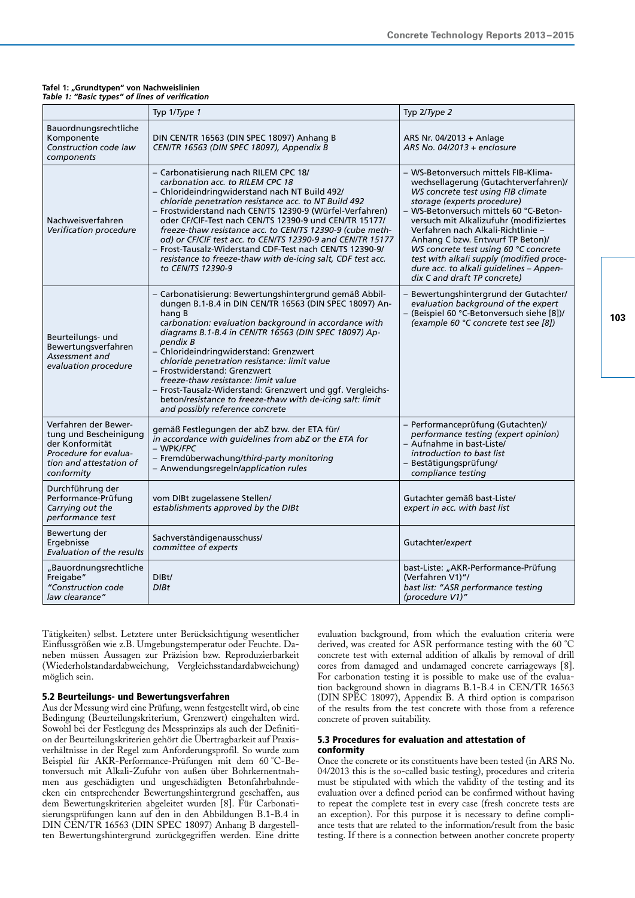**Tafel 1: „Grundtypen" von Nachweislinien**
***Table 1: "Basic types" of lines of verification***

| | Typ 1/*Type 1* | Typ 2/*Type 2* |
|---|---|---|
| Bauordnungsrechtliche Komponente *Construction code law components* | DIN CEN/TR 16563 (DIN SPEC 18097) Anhang B *CEN/TR 16563 (DIN SPEC 18097), Appendix B* | ARS Nr. 04/2013 + Anlage *ARS No. 04/2013 + enclosure* |
| Nachweisverfahren *Verification procedure* | – Carbonatisierung nach RILEM CPC 18/ *carbonation acc. to RILEM CPC 18* – Chlorideindringwiderstand nach NT Build 492/ *chloride penetration resistance acc. to NT Build 492* – Frostwiderstand nach CEN/TS 12390-9 (Würfel-Verfahren) oder CF/CIF-Test nach CEN/TS 12390-9 und CEN/TR 15177/ *freeze-thaw resistance acc. to CEN/TS 12390-9 (cube method) or CF/CIF test acc. to CEN/TS 12390-9 and CEN/TR 15177* – Frost-Tausalz-Widerstand CDF-Test nach CEN/TS 12390-9/ *resistance to freeze-thaw with de-icing salt, CDF test acc. to CEN/TS 12390-9* | – WS-Betonversuch mittels FIB-Klimawechsellagerung (Gutachterverfahren)/ *WS concrete test using FIB climate storage (experts procedure)* – WS-Betonversuch mittels 60 °C-Betonversuch mit Alkalizufuhr (modifiziertes Verfahren nach Alkali-Richtlinie – Anhang C bzw. Entwurf TP Beton)/ *WS concrete test using 60 °C concrete test with alkali supply (modified procedure acc. to alkali guidelines – Appendix C and draft TP concrete)* |
| Beurteilungs- und Bewertungsverfahren *Assessment and evaluation procedure* | – Carbonatisierung: Bewertungshintergrund gemäß Abbildungen B.1-B.4 in DIN CEN/TR 16563 (DIN SPEC 18097) Anhang B *carbonation: evaluation background in accordance with diagrams B.1-B.4 in CEN/TR 16563 (DIN SPEC 18097) Appendix B* – Chlorideindringwiderstand: Grenzwert *chloride penetration resistance: limit value* – Frostwiderstand: Grenzwert *freeze-thaw resistance: limit value* – Frost-Tausalz-Widerstand: Grenzwert und ggf. Vergleichsbeton/*resistance to freeze-thaw with de-icing salt: limit and possibly reference concrete* | – Bewertungshintergrund der Gutachter/ *evaluation background of the expert* – (Beispiel 60 °C-Betonversuch siehe [8])/ *(example 60 °C concrete test see [8])* |
| Verfahren der Bewertung und Bescheinigung der Konformität *Procedure for evaluation and attestation of conformity* | gemäß Festlegungen der abZ bzw. der ETA für/ *in accordance with guidelines from abZ or the ETA for* – WPK/*FPC* – Fremdüberwachung/*third-party monitoring* – Anwendungsregeln/*application rules* | – Performanceprüfung (Gutachten)/ *performance testing (expert opinion)* – Aufnahme in bast-Liste/ *introduction to bast list* – Bestätigungsprüfung/ *compliance testing* |
| Durchführung der Performance-Prüfung *Carrying out the performance test* | vom DIBt zugelassene Stellen/ *establishments approved by the DIBt* | Gutachter gemäß bast-Liste/ *expert in acc. with bast list* |
| Bewertung der Ergebnisse *Evaluation of the results* | Sachverständigenausschuss/ *committee of experts* | Gutachter/*expert* |
| „Bauordnungsrechtliche Freigabe" *"Construction code law clearance"* | DIBt/ *DIBt* | bast-Liste: „AKR-Performance-Prüfung (Verfahren V1)"/ *bast list: "ASR performance testing (procedure V1)"* |

Tätigkeiten) selbst. Letztere unter Berücksichtigung wesentlicher Einflussgrößen wie z.B. Umgebungstemperatur oder Feuchte. Daneben müssen Aussagen zur Präzision bzw. Reproduzierbarkeit (Wiederholstandardabweichung, Vergleichsstandardabweichung) möglich sein.

### 5.2 Beurteilungs- und Bewertungsverfahren

Aus der Messung wird eine Prüfung, wenn festgestellt wird, ob eine Bedingung (Beurteilungskriterium, Grenzwert) eingehalten wird. Sowohl bei der Festlegung des Messprinzips als auch der Definition der Beurteilungskriterien gehört die Übertragbarkeit auf Praxisverhältnisse in der Regel zum Anforderungsprofil. So wurde zum Beispiel für AKR-Performance-Prüfungen mit dem 60 °C-Betonversuch mit Alkali-Zufuhr von außen über Bohrkernentnahmen aus geschädigten und ungeschädigten Betonfahrbahndecken ein entsprechender Bewertungshintergrund geschaffen, aus dem Bewertungskriterien abgeleitet wurden [8]. Für Carbonatisierungsprüfungen kann auf den in den Abbildungen B.1-B.4 in DIN CEN/TR 16563 (DIN SPEC 18097) Anhang B dargestellten Bewertungshintergrund zurückgegriffen werden. Eine dritte

evaluation background, from which the evaluation criteria were derived, was created for ASR performance testing with the 60 °C concrete test with external addition of alkalis by removal of drill cores from damaged and undamaged concrete carriageways [8]. For carbonation testing it is possible to make use of the evaluation background shown in diagrams B.1-B.4 in CEN/TR 16563 (DIN SPEC 18097), Appendix B. A third option is comparison of the results from the test concrete with those from a reference concrete of proven suitability.

### 5.3 Procedures for evaluation and attestation of conformity

Once the concrete or its constituents have been tested (in ARS No. 04/2013 this is the so-called basic testing), procedures and criteria must be stipulated with which the validity of the testing and its evaluation over a defined period can be confirmed without having to repeat the complete test in every case (fresh concrete tests are an exception). For this purpose it is necessary to define compliance tests that are related to the information/result from the basic testing. If there is a connection between another concrete property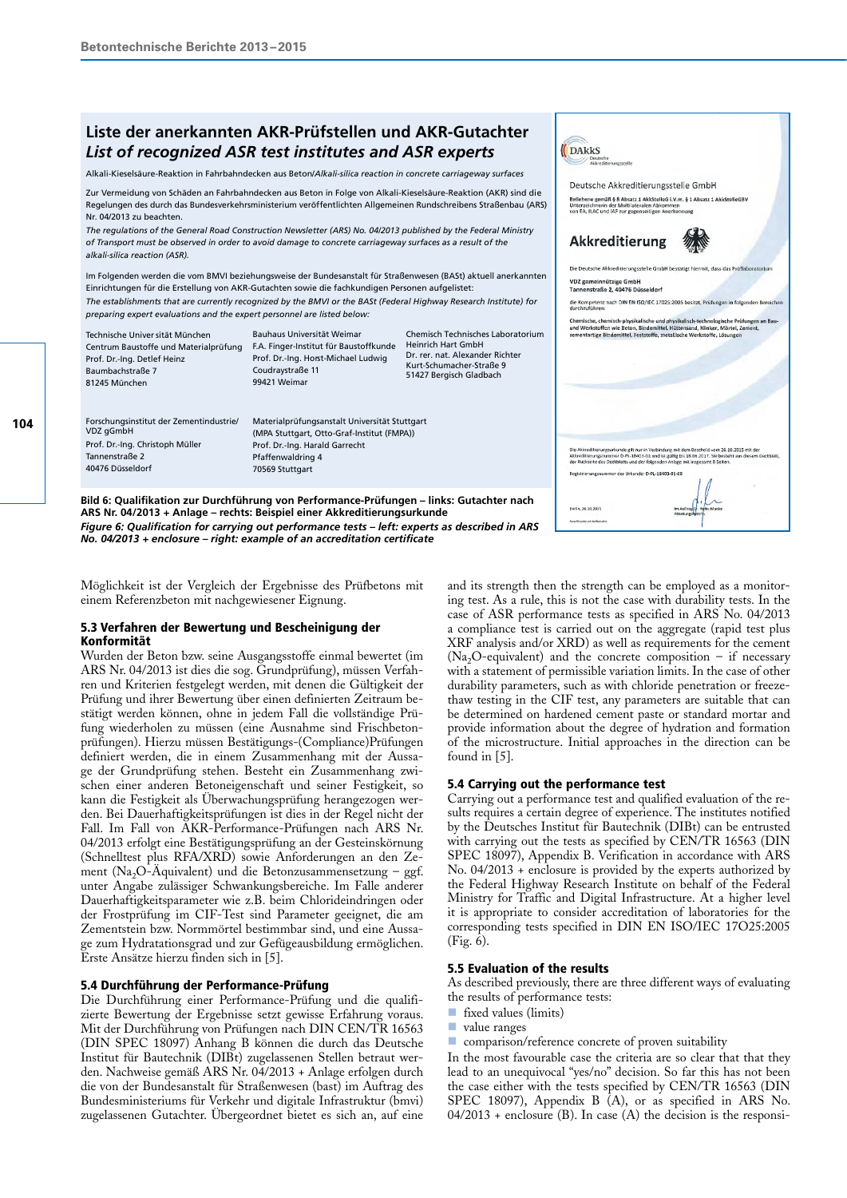## Liste der anerkannten AKR-Prüfstellen und AKR-Gutachter
## *List of recognized ASR test institutes and ASR experts*

Alkali-Kieselsäure-Reaktion in Fahrbahndecken aus Beton/*Alkali-silica reaction in concrete carriageway surfaces*

Zur Vermeidung von Schäden an Fahrbahndecken aus Beton in Folge von Alkali-Kieselsäure-Reaktion (AKR) sind die Regelungen des durch das Bundesverkehrsministerium veröffentlichten Allgemeinen Rundschreibens Straßenbau (ARS) Nr. 04/2013 zu beachten.

*The regulations of the General Road Construction Newsletter (ARS) No. 04/2013 published by the Federal Ministry of Transport must be observed in order to avoid damage to concrete carriageway surfaces as a result of the alkali-silica reaction (ASR).*

Im Folgenden werden die vom BMVI beziehungsweise der Bundesanstalt für Straßenwesen (BASt) aktuell anerkannten Einrichtungen für die Erstellung von AKR-Gutachten sowie die fachkundigen Personen aufgelistet:

*The establishments that are currently recognized by the BMVI or the BASt (Federal Highway Research Institute) for preparing expert evaluations and the expert personnel are listed below:*

Technische Universität München
Centrum Baustoffe und Materialprüfung
Prof. Dr.-Ing. Detlef Heinz
Baumbachstraße 7
81245 München

Bauhaus Universität Weimar
F.A. Finger-Institut für Baustoffkunde
Prof. Dr.-Ing. Horst-Michael Ludwig
Coudraystraße 11
99421 Weimar

Chemisch Technisches Laboratorium
Heinrich Hart GmbH
Dr. rer. nat. Alexander Richter
Kurt-Schumacher-Straße 9
51427 Bergisch Gladbach

Forschungsinstitut der Zementindustrie/
VDZ gGmbH
Prof. Dr.-Ing. Christoph Müller
Tannenstraße 2
40476 Düsseldorf

Materialprüfungsanstalt Universität Stuttgart
(MPA Stuttgart, Otto-Graf-Institut (FMPA))
Prof. Dr.-Ing. Harald Garrecht
Pfaffenwaldring 4
70569 Stuttgart

DAkkS Deutsche Akkreditierungsstelle

Deutsche Akkreditierungsstelle GmbH

Beliehene gemäß § 8 Absatz 1 AkkStelleG i.V.m. § 1 Absatz 1 AkkStelleGBV
Unterzeichnerin der Multilateralen Abkommen
von EA, ILAC und IAF zur gegenseitigen Anerkennung

**Akkreditierung**

Die Deutsche Akkreditierungsstelle GmbH bestätigt hiermit, dass das Prüflaboratorium

VDZ gemeinnützige GmbH
Tannenstraße 2, 40476 Düsseldorf

die Kompetenz nach DIN EN ISO/IEC 17025:2005 besitzt, Prüfungen in folgenden Bereichen durchzuführen:

Chemische, chemisch-physikalische und physikalisch-technologische Prüfungen an Bau- und Werkstoffen wie Beton, Bindemittel, Hüttensand, Klinker, Mörtel, Zement, zementartige Bindemittel, Feststoffe, metallische Werkstoffe, Lösungen

Die Akkreditierungsurkunde gilt nur in Verbindung mit dem Bescheid vom 26.10.2015 mit der Akkreditierungsnummer D-PL-18403-01 und ist gültig bis 18.06.2017. Sie besteht aus diesem Deckblatt, der Rückseite des Deckblatts und der folgenden Anlage mit insgesamt 8 Seiten.

Registrierungsnummer der Urkunde: D-PL-18403-01-00

Berlin, 26.10.2015

**Bild 6: Qualifikation zur Durchführung von Performance-Prüfungen – links: Gutachter nach ARS Nr. 04/2013 + Anlage – rechts: Beispiel einer Akkreditierungsurkunde**

***Figure 6: Qualification for carrying out performance tests – left: experts as described in ARS No. 04/2013 + enclosure – right: example of an accreditation certificate***

Möglichkeit ist der Vergleich der Ergebnisse des Prüfbetons mit einem Referenzbeton mit nachgewiesener Eignung.

### 5.3 Verfahren der Bewertung und Bescheinigung der Konformität

Wurden der Beton bzw. seine Ausgangsstoffe einmal bewertet (im ARS Nr. 04/2013 ist dies die sog. Grundprüfung), müssen Verfahren und Kriterien festgelegt werden, mit denen die Gültigkeit der Prüfung und ihrer Bewertung über einen definierten Zeitraum bestätigt werden können, ohne in jedem Fall die vollständige Prüfung wiederholen zu müssen (eine Ausnahme sind Frischbetonprüfungen). Hierzu müssen Bestätigungs-(Compliance)Prüfungen definiert werden, die in einem Zusammenhang mit der Aussage der Grundprüfung stehen. Besteht ein Zusammenhang zwischen einer anderen Betoneigenschaft und seiner Festigkeit, so kann die Festigkeit als Überwachungsprüfung herangezogen werden. Bei Dauerhaftigkeitsprüfungen ist dies in der Regel nicht der Fall. Im Fall von AKR-Performance-Prüfungen nach ARS Nr. 04/2013 erfolgt eine Bestätigungsprüfung an der Gesteinskörnung (Schnelltest plus RFA/XRD) sowie Anforderungen an den Zement ($Na_2O$-Äquivalent) und die Betonzusammensetzung – ggf. unter Angabe zulässiger Schwankungsbereiche. Im Falle anderer Dauerhaftigkeitsparameter wie z.B. beim Chlorideindringen oder der Frostprüfung im CIF-Test sind Parameter geeignet, die am Zementstein bzw. Normmörtel bestimmbar sind, und eine Aussage zum Hydratationsgrad und zur Gefügeausbildung ermöglichen. Erste Ansätze hierzu finden sich in [5].

### 5.4 Durchführung der Performance-Prüfung

Die Durchführung einer Performance-Prüfung und die qualifizierte Bewertung der Ergebnisse setzt gewisse Erfahrung voraus. Mit der Durchführung von Prüfungen nach DIN CEN/TR 16563 (DIN SPEC 18097) Anhang B können die durch das Deutsche Institut für Bautechnik (DIBt) zugelassenen Stellen betraut werden. Nachweise gemäß ARS Nr. 04/2013 + Anlage erfolgen durch die von der Bundesanstalt für Straßenwesen (bast) im Auftrag des Bundesministeriums für Verkehr und digitale Infrastruktur (bmvi) zugelassenen Gutachter. Übergeordnet bietet es sich an, auf eine

and its strength then the strength can be employed as a monitoring test. As a rule, this is not the case with durability tests. In the case of ASR performance tests as specified in ARS No. 04/2013 a compliance test is carried out on the aggregate (rapid test plus XRF analysis and/or XRD) as well as requirements for the cement ($Na_2O$-equivalent) and the concrete composition – if necessary with a statement of permissible variation limits. In the case of other durability parameters, such as with chloride penetration or freeze-thaw testing in the CIF test, any parameters are suitable that can be determined on hardened cement paste or standard mortar and provide information about the degree of hydration and formation of the microstructure. Initial approaches in the direction can be found in [5].

### 5.4 Carrying out the performance test

Carrying out a performance test and qualified evaluation of the results requires a certain degree of experience. The institutes notified by the Deutsches Institut für Bautechnik (DIBt) can be entrusted with carrying out the tests as specified by CEN/TR 16563 (DIN SPEC 18097), Appendix B. Verification in accordance with ARS No. 04/2013 + enclosure is provided by the experts authorized by the Federal Highway Research Institute on behalf of the Federal Ministry for Traffic and Digital Infrastructure. At a higher level it is appropriate to consider accreditation of laboratories for the corresponding tests specified in DIN EN ISO/IEC 17O25:2005 (Fig. 6).

### 5.5 Evaluation of the results

As described previously, there are three different ways of evaluating the results of performance tests:

- fixed values (limits)
- value ranges
- comparison/reference concrete of proven suitability

In the most favourable case the criteria are so clear that that they lead to an unequivocal "yes/no" decision. So far this has not been the case either with the tests specified by CEN/TR 16563 (DIN SPEC 18097), Appendix B (A), or as specified in ARS No. 04/2013 + enclosure (B). In case (A) the decision is the responsi-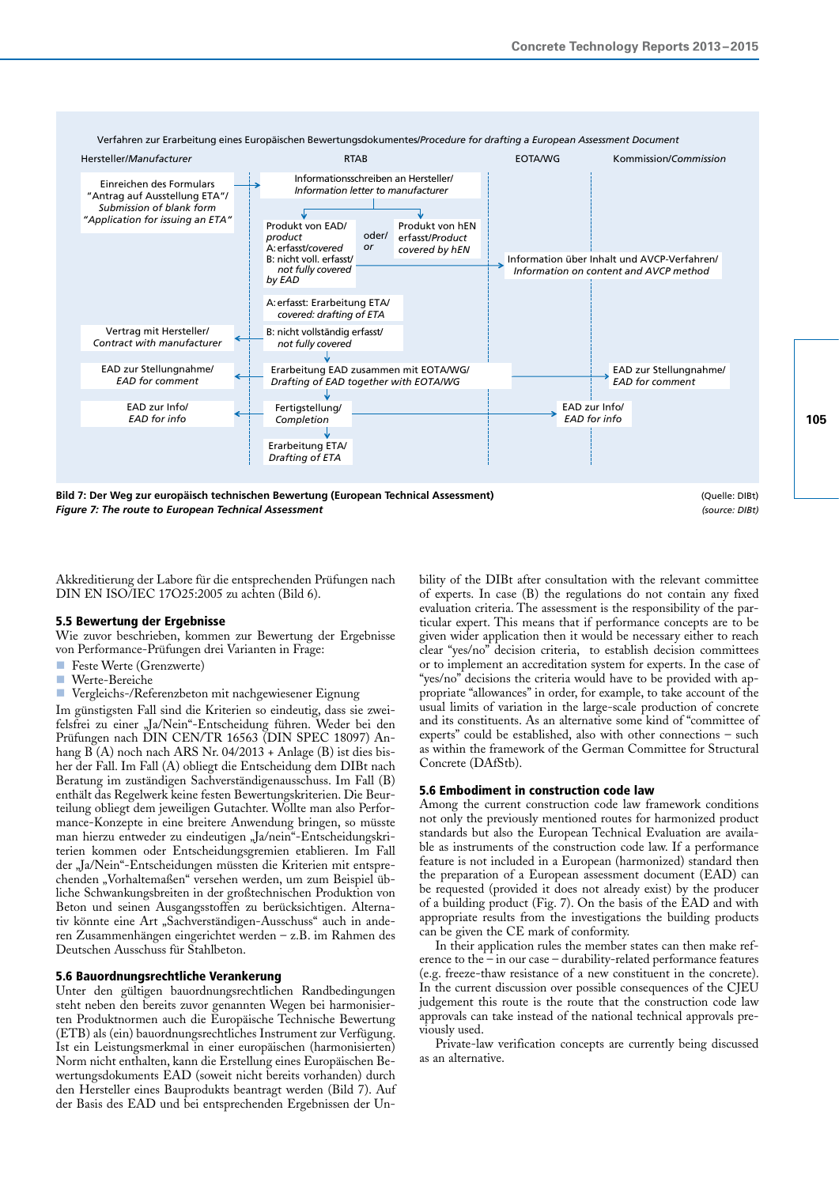Verfahren zur Erarbeitung eines Europäischen Bewertungsdokumentes/*Procedure for drafting a European Assessment Document*

| Hersteller/*Manufacturer* | RTAB | EOTA/WG | Kommission/*Commission* |
|---|---|---|---|
| Einreichen des Formulars "Antrag auf Ausstellung ETA"/ *Submission of blank form "Application for issuing an ETA"* | Informationsschreiben an Hersteller/ *Information letter to manufacturer* | | |
| | Produkt von EAD/ *product* A: erfasst/*covered* B: nicht voll. erfasst/ *not fully covered by EAD* — oder/ *or* — Produkt von hEN erfasst/*Product covered by hEN* | | Information über Inhalt und AVCP-Verfahren/ *Information on content and AVCP method* |
| | A: erfasst: Erarbeitung ETA/ *covered: drafting of ETA* | | |
| Vertrag mit Hersteller/ *Contract with manufacturer* | B: nicht vollständig erfasst/ *not fully covered* | | |
| EAD zur Stellungnahme/ *EAD for comment* | Erarbeitung EAD zusammen mit EOTA/WG/ *Drafting of EAD together with EOTA/WG* | | EAD zur Stellungnahme/ *EAD for comment* |
| EAD zur Info/ *EAD for info* | Fertigstellung/ *Completion* | EAD zur Info/ *EAD for info* | |
| | Erarbeitung ETA/ *Drafting of ETA* | | |

**Bild 7: Der Weg zur europäisch technischen Bewertung (European Technical Assessment)** (Quelle: DIBt)
***Figure 7: The route to European Technical Assessment*** *(source: DIBt)*

Akkreditierung der Labore für die entsprechenden Prüfungen nach DIN EN ISO/IEC 17025:2005 zu achten (Bild 6).

### 5.5 Bewertung der Ergebnisse

Wie zuvor beschrieben, kommen zur Bewertung der Ergebnisse von Performance-Prüfungen drei Varianten in Frage:

- Feste Werte (Grenzwerte)
- Werte-Bereiche
- Vergleichs-/Referenzbeton mit nachgewiesener Eignung

Im günstigsten Fall sind die Kriterien so eindeutig, dass sie zweifelsfrei zu einer „Ja/Nein"-Entscheidung führen. Weder bei den Prüfungen nach DIN CEN/TR 16563 (DIN SPEC 18097) Anhang B (A) noch nach ARS Nr. 04/2013 + Anlage (B) ist dies bisher der Fall. Im Fall (A) obliegt die Entscheidung dem DIBt nach Beratung im zuständigen Sachverständigenausschuss. Im Fall (B) enthält das Regelwerk keine festen Bewertungskriterien. Die Beurteilung obliegt dem jeweiligen Gutachter. Wollte man also Performance-Konzepte in eine breitere Anwendung bringen, so müsste man hierzu entweder zu eindeutigen „Ja/nein"-Entscheidungskriterien kommen oder Entscheidungsgremien etablieren. Im Fall der „Ja/Nein"-Entscheidungen müssten die Kriterien mit entsprechenden „Vorhaltemaßen" versehen werden, um zum Beispiel übliche Schwankungsbreiten in der großtechnischen Produktion von Beton und seinen Ausgangsstoffen zu berücksichtigen. Alternativ könnte eine Art „Sachverständigen-Ausschuss" auch in anderen Zusammenhängen eingerichtet werden – z.B. im Rahmen des Deutschen Ausschuss für Stahlbeton.

### 5.6 Bauordnungsrechtliche Verankerung

Unter den gültigen bauordnungsrechtlichen Randbedingungen steht neben den bereits zuvor genannten Wegen bei harmonisierten Produktnormen auch die Europäische Technische Bewertung (ETB) als (ein) bauordnungsrechtliches Instrument zur Verfügung. Ist ein Leistungsmerkmal in einer europäischen (harmonisierten) Norm nicht enthalten, kann die Erstellung eines Europäischen Bewertungsdokuments EAD (soweit nicht bereits vorhanden) durch den Hersteller eines Bauprodukts beantragt werden (Bild 7). Auf der Basis des EAD und bei entsprechenden Ergebnissen der Untersuchungen können die Bauprodukte mit dem CE-Zeichen versehen werden.

bility of the DIBt after consultation with the relevant committee of experts. In case (B) the regulations do not contain any fixed evaluation criteria. The assessment is the responsibility of the particular expert. This means that if performance concepts are to be given wider application then it would be necessary either to reach clear "yes/no" decision criteria, to establish decision committees or to implement an accreditation system for experts. In the case of "yes/no" decisions the criteria would have to be provided with appropriate "allowances" in order, for example, to take account of the usual limits of variation in the large-scale production of concrete and its constituents. As an alternative some kind of "committee of experts" could be established, also with other connections – such as within the framework of the German Committee for Structural Concrete (DAfStb).

### 5.6 Embodiment in construction code law

Among the current construction code law framework conditions not only the previously mentioned routes for harmonized product standards but also the European Technical Evaluation are available as instruments of the construction code law. If a performance feature is not included in a European (harmonized) standard then the preparation of a European assessment document (EAD) can be requested (provided it does not already exist) by the producer of a building product (Fig. 7). On the basis of the EAD and with appropriate results from the investigations the building products can be given the CE mark of conformity.

In their application rules the member states can then make reference to the – in our case – durability-related performance features (e.g. freeze-thaw resistance of a new constituent in the concrete). In the current discussion over possible consequences of the CJEU judgement this route is the route that the construction code law approvals can take instead of the national technical approvals previously used.

Private-law verification concepts are currently being discussed as an alternative.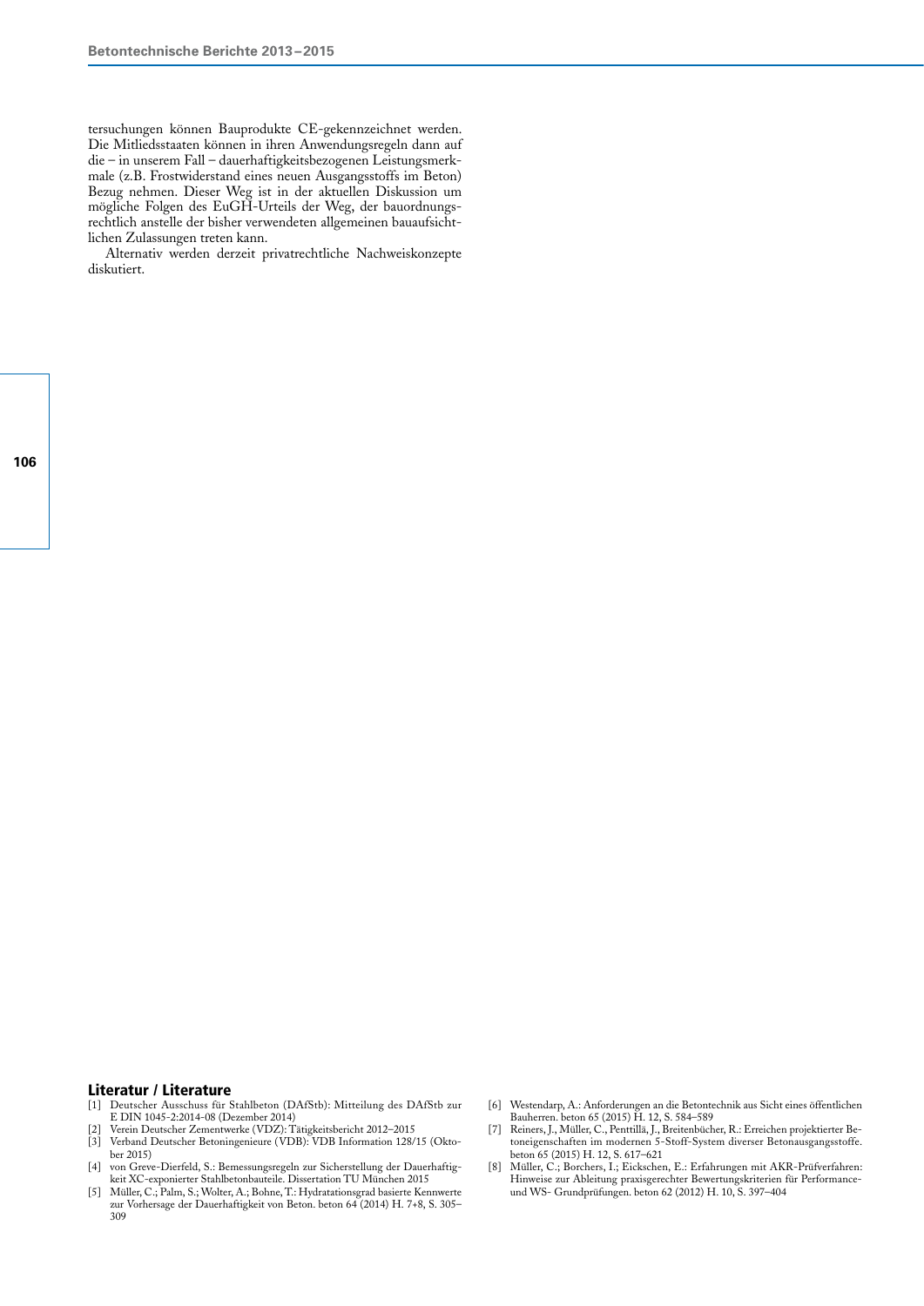tersuchungen können Bauprodukte CE-gekennzeichnet werden. Die Mitliedsstaaten können in ihren Anwendungsregeln dann auf die – in unserem Fall – dauerhaftigkeitsbezogenen Leistungsmerkmale (z.B. Frostwiderstand eines neuen Ausgangsstoffs im Beton) Bezug nehmen. Dieser Weg ist in der aktuellen Diskussion um mögliche Folgen des EuGH-Urteils der Weg, der bauordnungsrechtlich anstelle der bisher verwendeten allgemeinen bauaufsichtlichen Zulassungen treten kann.

Alternativ werden derzeit privatrechtliche Nachweiskonzepte diskutiert.

## Literatur / Literature

[1] Deutscher Ausschuss für Stahlbeton (DAfStb): Mitteilung des DAfStb zur E DIN 1045-2:2014-08 (Dezember 2014)

[2] Verein Deutscher Zementwerke (VDZ): Tätigkeitsbericht 2012–2015

[3] Verband Deutscher Betoningenieure (VDB): VDB Information 128/15 (Oktober 2015)

[4] von Greve-Dierfeld, S.: Bemessungsregeln zur Sicherstellung der Dauerhaftigkeit XC-exponierter Stahlbetonbauteile. Dissertation TU München 2015

[5] Müller, C.; Palm, S.; Wolter, A.; Bohne, T.: Hydratationsgrad basierte Kennwerte zur Vorhersage der Dauerhaftigkeit von Beton. beton 64 (2014) H. 7+8, S. 305–309

[6] Westendarp, A.: Anforderungen an die Betontechnik aus Sicht eines öffentlichen Bauherren. beton 65 (2015) H. 12, S. 584–589

[7] Reiners, J., Müller, C., Penttillä, J., Breitenbücher, R.: Erreichen projektierter Betoneigenschaften im modernen 5-Stoff-System diverser Betonausgangsstoffe. beton 65 (2015) H. 12, S. 617–621

[8] Müller, C.; Borchers, I.; Eickschen, E.: Erfahrungen mit AKR-Prüfverfahren: Hinweise zur Ableitung praxisgerechter Bewertungskriterien für Performance- und WS- Grundprüfungen. beton 62 (2012) H. 10, S. 397–404